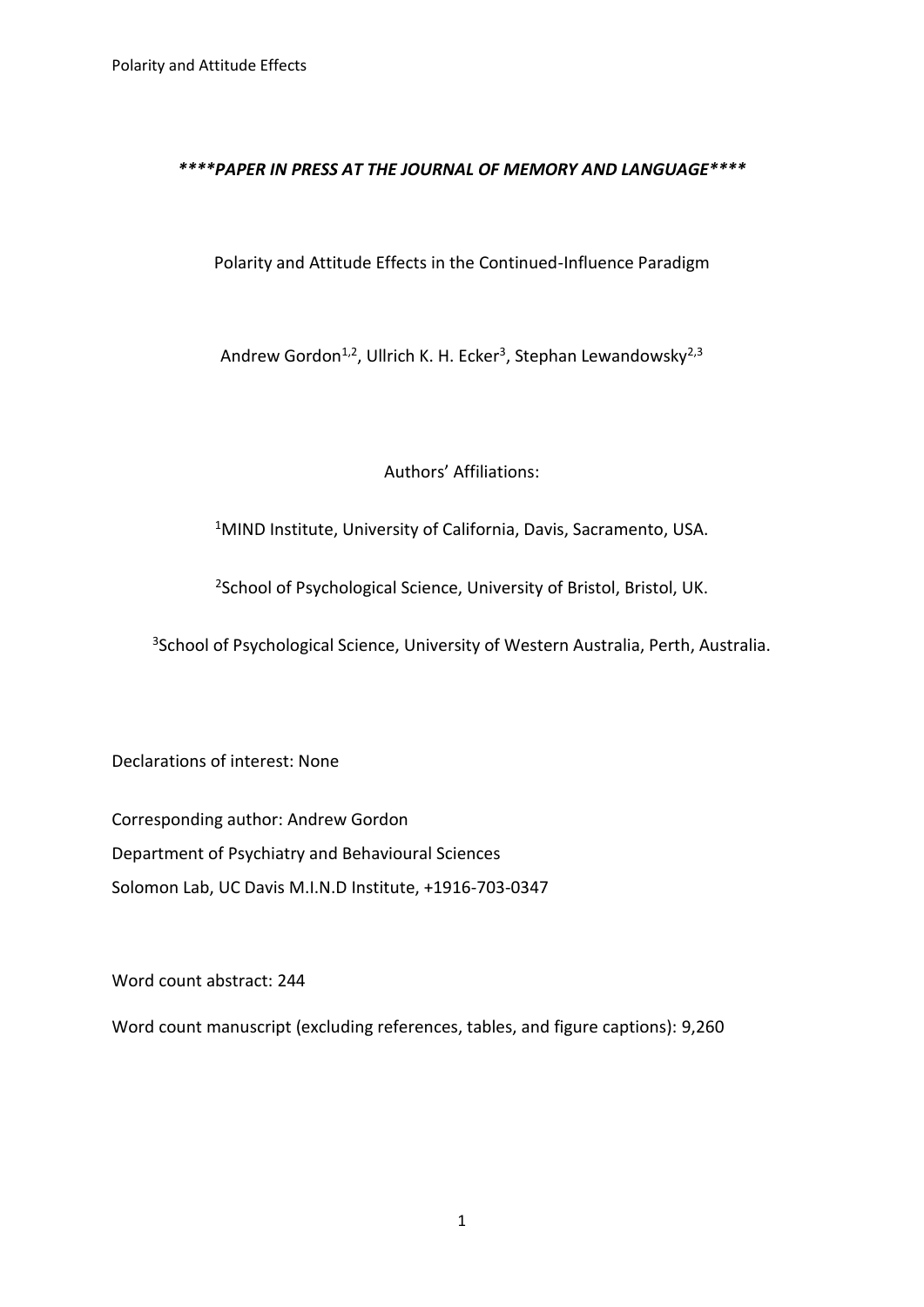***\*\*\*\*PAPER IN PRESS AT THE JOURNAL OF MEMORY AND LANGUAGE\*\*\*\****

# Polarity and Attitude Effects in the Continued-Influence Paradigm

Andrew Gordon[1,2], Ullrich K. H. Ecker[3], Stephan Lewandowsky[2,3]

Authors' Affiliations:

[1]MIND Institute, University of California, Davis, Sacramento, USA.

[2]School of Psychological Science, University of Bristol, Bristol, UK.

[3]School of Psychological Science, University of Western Australia, Perth, Australia.

Declarations of interest: None

Corresponding author: Andrew Gordon
Department of Psychiatry and Behavioural Sciences
Solomon Lab, UC Davis M.I.N.D Institute, +1916-703-0347

Word count abstract: 244

Word count manuscript (excluding references, tables, and figure captions): 9,260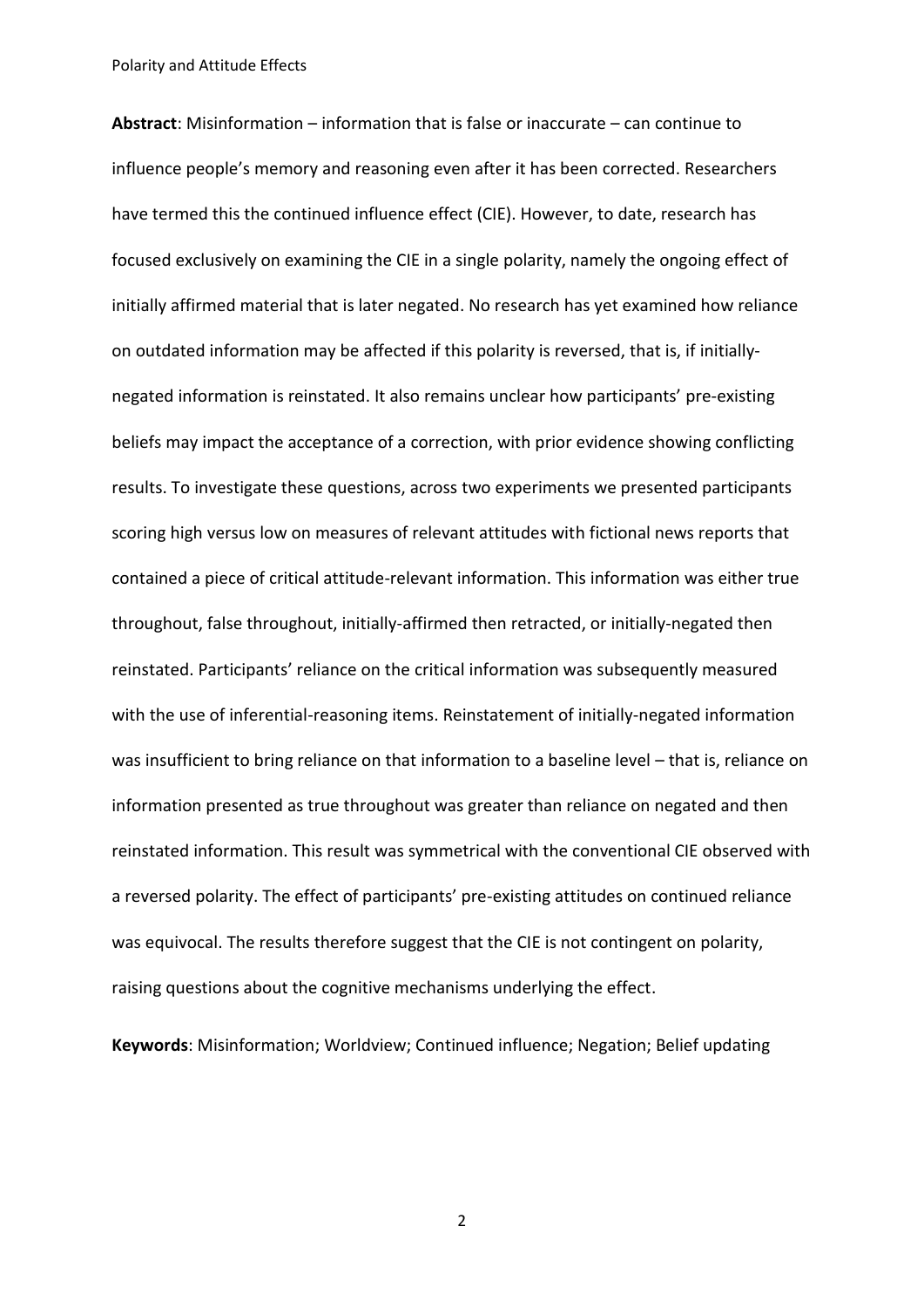**Abstract**: Misinformation – information that is false or inaccurate – can continue to influence people's memory and reasoning even after it has been corrected. Researchers have termed this the continued influence effect (CIE). However, to date, research has focused exclusively on examining the CIE in a single polarity, namely the ongoing effect of initially affirmed material that is later negated. No research has yet examined how reliance on outdated information may be affected if this polarity is reversed, that is, if initially-negated information is reinstated. It also remains unclear how participants' pre-existing beliefs may impact the acceptance of a correction, with prior evidence showing conflicting results. To investigate these questions, across two experiments we presented participants scoring high versus low on measures of relevant attitudes with fictional news reports that contained a piece of critical attitude-relevant information. This information was either true throughout, false throughout, initially-affirmed then retracted, or initially-negated then reinstated. Participants' reliance on the critical information was subsequently measured with the use of inferential-reasoning items. Reinstatement of initially-negated information was insufficient to bring reliance on that information to a baseline level – that is, reliance on information presented as true throughout was greater than reliance on negated and then reinstated information. This result was symmetrical with the conventional CIE observed with a reversed polarity. The effect of participants' pre-existing attitudes on continued reliance was equivocal. The results therefore suggest that the CIE is not contingent on polarity, raising questions about the cognitive mechanisms underlying the effect.

**Keywords**: Misinformation; Worldview; Continued influence; Negation; Belief updating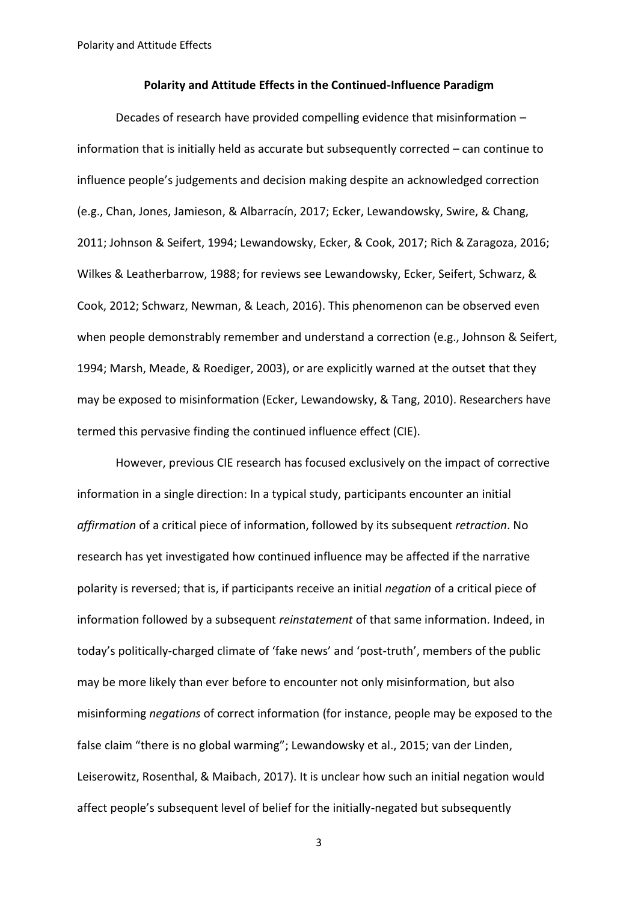## Polarity and Attitude Effects in the Continued-Influence Paradigm

Decades of research have provided compelling evidence that misinformation – information that is initially held as accurate but subsequently corrected – can continue to influence people's judgements and decision making despite an acknowledged correction (e.g., Chan, Jones, Jamieson, & Albarracín, 2017; Ecker, Lewandowsky, Swire, & Chang, 2011; Johnson & Seifert, 1994; Lewandowsky, Ecker, & Cook, 2017; Rich & Zaragoza, 2016; Wilkes & Leatherbarrow, 1988; for reviews see Lewandowsky, Ecker, Seifert, Schwarz, & Cook, 2012; Schwarz, Newman, & Leach, 2016). This phenomenon can be observed even when people demonstrably remember and understand a correction (e.g., Johnson & Seifert, 1994; Marsh, Meade, & Roediger, 2003), or are explicitly warned at the outset that they may be exposed to misinformation (Ecker, Lewandowsky, & Tang, 2010). Researchers have termed this pervasive finding the continued influence effect (CIE).

However, previous CIE research has focused exclusively on the impact of corrective information in a single direction: In a typical study, participants encounter an initial *affirmation* of a critical piece of information, followed by its subsequent *retraction*. No research has yet investigated how continued influence may be affected if the narrative polarity is reversed; that is, if participants receive an initial *negation* of a critical piece of information followed by a subsequent *reinstatement* of that same information. Indeed, in today's politically-charged climate of 'fake news' and 'post-truth', members of the public may be more likely than ever before to encounter not only misinformation, but also misinforming *negations* of correct information (for instance, people may be exposed to the false claim "there is no global warming"; Lewandowsky et al., 2015; van der Linden, Leiserowitz, Rosenthal, & Maibach, 2017). It is unclear how such an initial negation would affect people's subsequent level of belief for the initially-negated but subsequently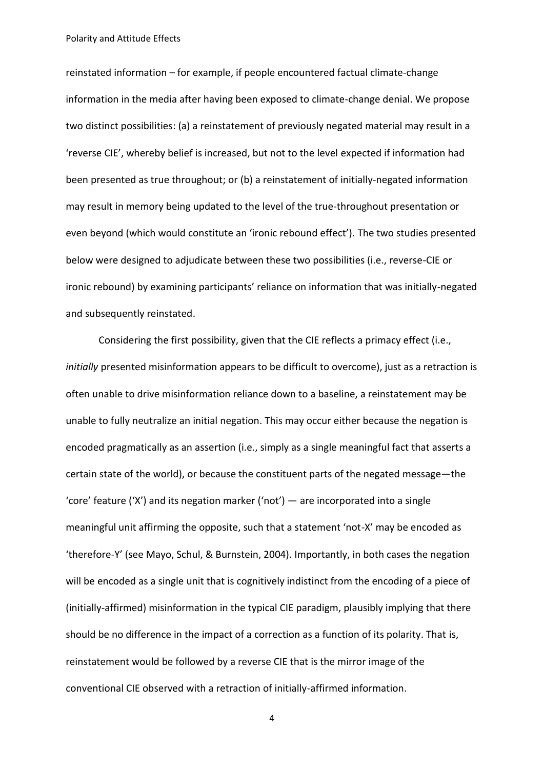reinstated information – for example, if people encountered factual climate-change information in the media after having been exposed to climate-change denial. We propose two distinct possibilities: (a) a reinstatement of previously negated material may result in a 'reverse CIE', whereby belief is increased, but not to the level expected if information had been presented as true throughout; or (b) a reinstatement of initially-negated information may result in memory being updated to the level of the true-throughout presentation or even beyond (which would constitute an 'ironic rebound effect'). The two studies presented below were designed to adjudicate between these two possibilities (i.e., reverse-CIE or ironic rebound) by examining participants' reliance on information that was initially-negated and subsequently reinstated.

Considering the first possibility, given that the CIE reflects a primacy effect (i.e., *initially* presented misinformation appears to be difficult to overcome), just as a retraction is often unable to drive misinformation reliance down to a baseline, a reinstatement may be unable to fully neutralize an initial negation. This may occur either because the negation is encoded pragmatically as an assertion (i.e., simply as a single meaningful fact that asserts a certain state of the world), or because the constituent parts of the negated message—the 'core' feature ('X') and its negation marker ('not') — are incorporated into a single meaningful unit affirming the opposite, such that a statement 'not-X' may be encoded as 'therefore-Y' (see Mayo, Schul, & Burnstein, 2004). Importantly, in both cases the negation will be encoded as a single unit that is cognitively indistinct from the encoding of a piece of (initially-affirmed) misinformation in the typical CIE paradigm, plausibly implying that there should be no difference in the impact of a correction as a function of its polarity. That is, reinstatement would be followed by a reverse CIE that is the mirror image of the conventional CIE observed with a retraction of initially-affirmed information.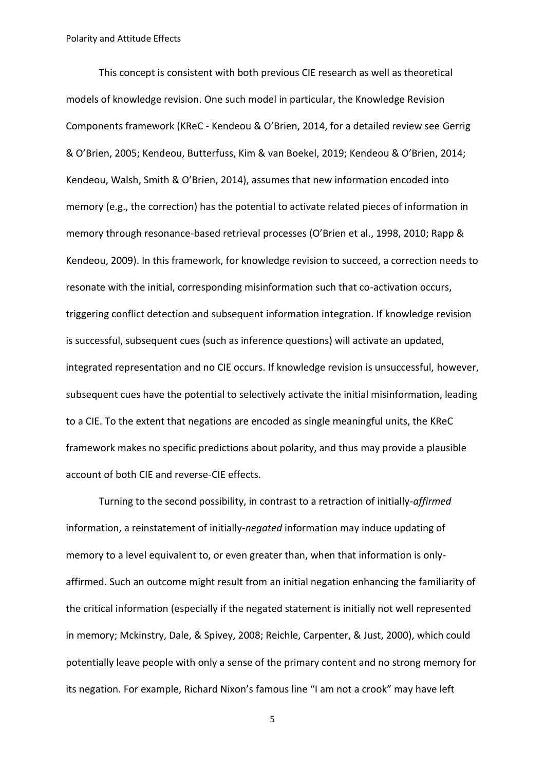This concept is consistent with both previous CIE research as well as theoretical models of knowledge revision. One such model in particular, the Knowledge Revision Components framework (KReC - Kendeou & O'Brien, 2014, for a detailed review see Gerrig & O'Brien, 2005; Kendeou, Butterfuss, Kim & van Boekel, 2019; Kendeou & O'Brien, 2014; Kendeou, Walsh, Smith & O'Brien, 2014), assumes that new information encoded into memory (e.g., the correction) has the potential to activate related pieces of information in memory through resonance-based retrieval processes (O'Brien et al., 1998, 2010; Rapp & Kendeou, 2009). In this framework, for knowledge revision to succeed, a correction needs to resonate with the initial, corresponding misinformation such that co-activation occurs, triggering conflict detection and subsequent information integration. If knowledge revision is successful, subsequent cues (such as inference questions) will activate an updated, integrated representation and no CIE occurs. If knowledge revision is unsuccessful, however, subsequent cues have the potential to selectively activate the initial misinformation, leading to a CIE. To the extent that negations are encoded as single meaningful units, the KReC framework makes no specific predictions about polarity, and thus may provide a plausible account of both CIE and reverse-CIE effects.

Turning to the second possibility, in contrast to a retraction of initially-*affirmed* information, a reinstatement of initially-*negated* information may induce updating of memory to a level equivalent to, or even greater than, when that information is only-affirmed. Such an outcome might result from an initial negation enhancing the familiarity of the critical information (especially if the negated statement is initially not well represented in memory; Mckinstry, Dale, & Spivey, 2008; Reichle, Carpenter, & Just, 2000), which could potentially leave people with only a sense of the primary content and no strong memory for its negation. For example, Richard Nixon's famous line "I am not a crook" may have left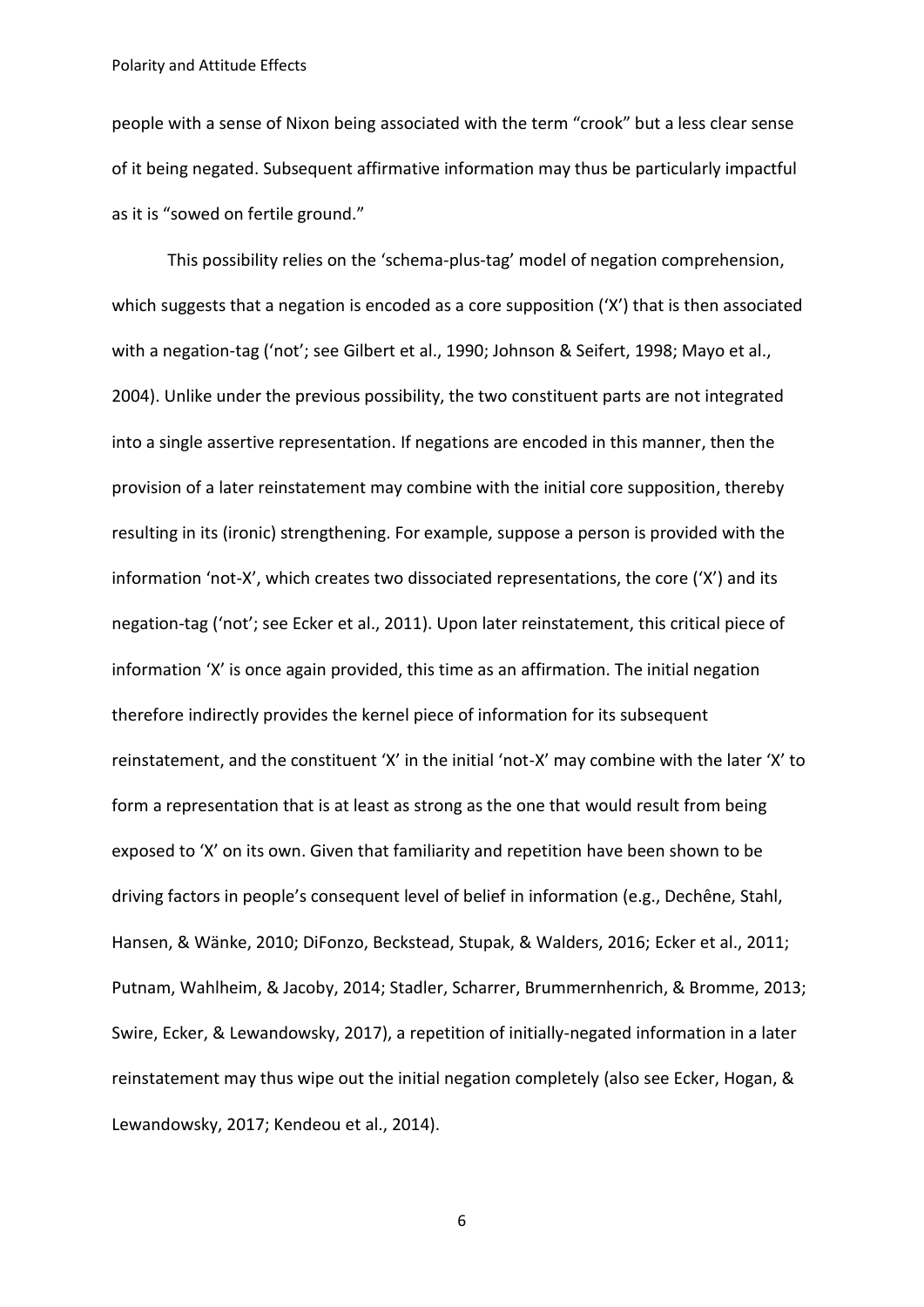people with a sense of Nixon being associated with the term “crook” but a less clear sense of it being negated. Subsequent affirmative information may thus be particularly impactful as it is “sowed on fertile ground.”

This possibility relies on the ‘schema-plus-tag’ model of negation comprehension, which suggests that a negation is encoded as a core supposition (‘X’) that is then associated with a negation-tag (‘not’; see Gilbert et al., 1990; Johnson & Seifert, 1998; Mayo et al., 2004). Unlike under the previous possibility, the two constituent parts are not integrated into a single assertive representation. If negations are encoded in this manner, then the provision of a later reinstatement may combine with the initial core supposition, thereby resulting in its (ironic) strengthening. For example, suppose a person is provided with the information ‘not-X’, which creates two dissociated representations, the core (‘X’) and its negation-tag (‘not’; see Ecker et al., 2011). Upon later reinstatement, this critical piece of information ‘X’ is once again provided, this time as an affirmation. The initial negation therefore indirectly provides the kernel piece of information for its subsequent reinstatement, and the constituent ‘X’ in the initial ‘not-X’ may combine with the later ‘X’ to form a representation that is at least as strong as the one that would result from being exposed to ‘X’ on its own. Given that familiarity and repetition have been shown to be driving factors in people’s consequent level of belief in information (e.g., Dechêne, Stahl, Hansen, & Wänke, 2010; DiFonzo, Beckstead, Stupak, & Walders, 2016; Ecker et al., 2011; Putnam, Wahlheim, & Jacoby, 2014; Stadler, Scharrer, Brummernhenrich, & Bromme, 2013; Swire, Ecker, & Lewandowsky, 2017), a repetition of initially-negated information in a later reinstatement may thus wipe out the initial negation completely (also see Ecker, Hogan, & Lewandowsky, 2017; Kendeou et al., 2014).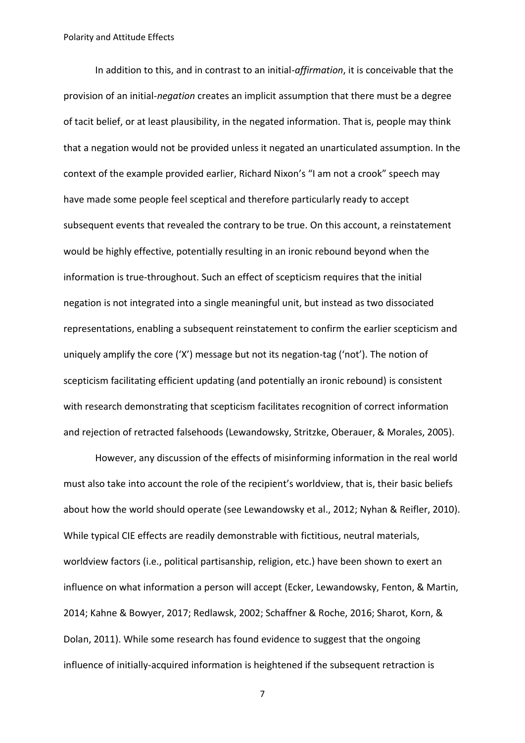In addition to this, and in contrast to an initial-*affirmation*, it is conceivable that the provision of an initial-*negation* creates an implicit assumption that there must be a degree of tacit belief, or at least plausibility, in the negated information. That is, people may think that a negation would not be provided unless it negated an unarticulated assumption. In the context of the example provided earlier, Richard Nixon's "I am not a crook" speech may have made some people feel sceptical and therefore particularly ready to accept subsequent events that revealed the contrary to be true. On this account, a reinstatement would be highly effective, potentially resulting in an ironic rebound beyond when the information is true-throughout. Such an effect of scepticism requires that the initial negation is not integrated into a single meaningful unit, but instead as two dissociated representations, enabling a subsequent reinstatement to confirm the earlier scepticism and uniquely amplify the core ('X') message but not its negation-tag ('not'). The notion of scepticism facilitating efficient updating (and potentially an ironic rebound) is consistent with research demonstrating that scepticism facilitates recognition of correct information and rejection of retracted falsehoods (Lewandowsky, Stritzke, Oberauer, & Morales, 2005).

However, any discussion of the effects of misinforming information in the real world must also take into account the role of the recipient's worldview, that is, their basic beliefs about how the world should operate (see Lewandowsky et al., 2012; Nyhan & Reifler, 2010). While typical CIE effects are readily demonstrable with fictitious, neutral materials, worldview factors (i.e., political partisanship, religion, etc.) have been shown to exert an influence on what information a person will accept (Ecker, Lewandowsky, Fenton, & Martin, 2014; Kahne & Bowyer, 2017; Redlawsk, 2002; Schaffner & Roche, 2016; Sharot, Korn, & Dolan, 2011). While some research has found evidence to suggest that the ongoing influence of initially-acquired information is heightened if the subsequent retraction is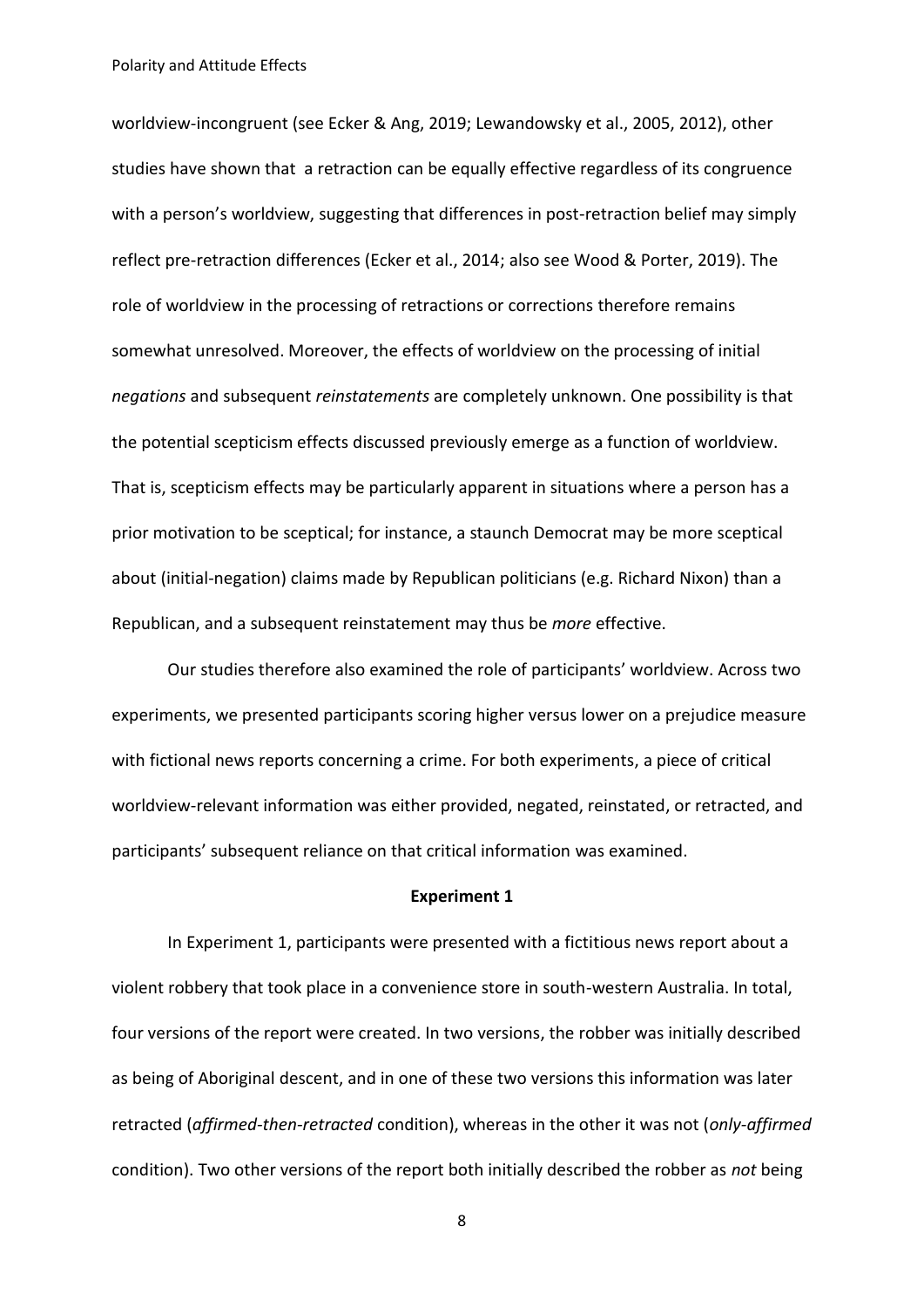worldview-incongruent (see Ecker & Ang, 2019; Lewandowsky et al., 2005, 2012), other studies have shown that a retraction can be equally effective regardless of its congruence with a person's worldview, suggesting that differences in post-retraction belief may simply reflect pre-retraction differences (Ecker et al., 2014; also see Wood & Porter, 2019). The role of worldview in the processing of retractions or corrections therefore remains somewhat unresolved. Moreover, the effects of worldview on the processing of initial *negations* and subsequent *reinstatements* are completely unknown. One possibility is that the potential scepticism effects discussed previously emerge as a function of worldview. That is, scepticism effects may be particularly apparent in situations where a person has a prior motivation to be sceptical; for instance, a staunch Democrat may be more sceptical about (initial-negation) claims made by Republican politicians (e.g. Richard Nixon) than a Republican, and a subsequent reinstatement may thus be *more* effective.

Our studies therefore also examined the role of participants' worldview. Across two experiments, we presented participants scoring higher versus lower on a prejudice measure with fictional news reports concerning a crime. For both experiments, a piece of critical worldview-relevant information was either provided, negated, reinstated, or retracted, and participants' subsequent reliance on that critical information was examined.

## Experiment 1

In Experiment 1, participants were presented with a fictitious news report about a violent robbery that took place in a convenience store in south-western Australia. In total, four versions of the report were created. In two versions, the robber was initially described as being of Aboriginal descent, and in one of these two versions this information was later retracted (*affirmed-then-retracted* condition), whereas in the other it was not (*only-affirmed* condition). Two other versions of the report both initially described the robber as *not* being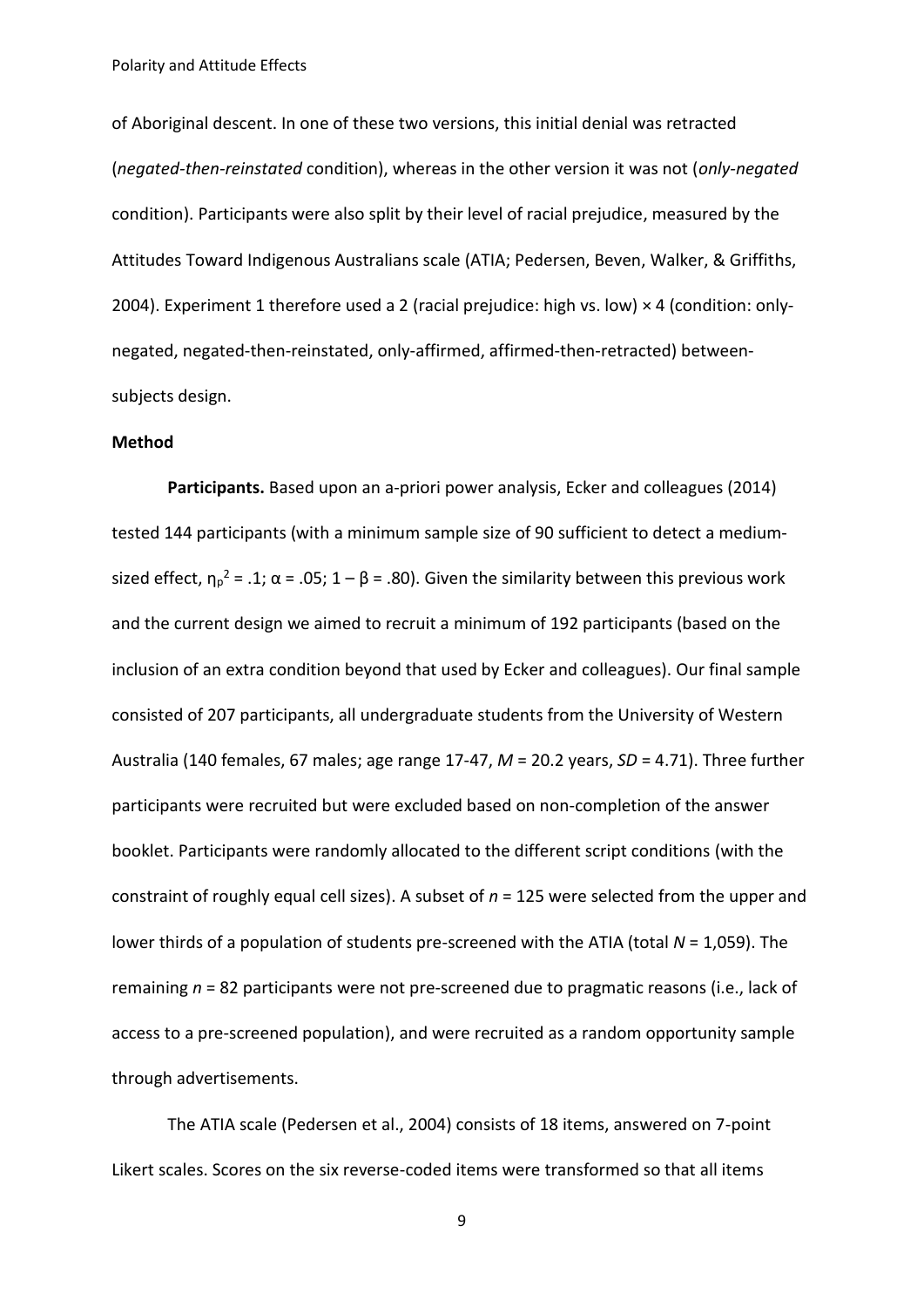of Aboriginal descent. In one of these two versions, this initial denial was retracted (*negated-then-reinstated* condition), whereas in the other version it was not (*only-negated* condition). Participants were also split by their level of racial prejudice, measured by the Attitudes Toward Indigenous Australians scale (ATIA; Pedersen, Beven, Walker, & Griffiths, 2004). Experiment 1 therefore used a 2 (racial prejudice: high vs. low) × 4 (condition: only-negated, negated-then-reinstated, only-affirmed, affirmed-then-retracted) between-subjects design.

### Method

**Participants.** Based upon an a-priori power analysis, Ecker and colleagues (2014) tested 144 participants (with a minimum sample size of 90 sufficient to detect a medium-sized effect, $\eta_p^2 = .1$; $\alpha = .05$; $1 - \beta = .80$). Given the similarity between this previous work and the current design we aimed to recruit a minimum of 192 participants (based on the inclusion of an extra condition beyond that used by Ecker and colleagues). Our final sample consisted of 207 participants, all undergraduate students from the University of Western Australia (140 females, 67 males; age range 17-47, $M = 20.2$ years, $SD = 4.71$). Three further participants were recruited but were excluded based on non-completion of the answer booklet. Participants were randomly allocated to the different script conditions (with the constraint of roughly equal cell sizes). A subset of $n = 125$ were selected from the upper and lower thirds of a population of students pre-screened with the ATIA (total $N = 1{,}059$). The remaining $n = 82$ participants were not pre-screened due to pragmatic reasons (i.e., lack of access to a pre-screened population), and were recruited as a random opportunity sample through advertisements.

The ATIA scale (Pedersen et al., 2004) consists of 18 items, answered on 7-point Likert scales. Scores on the six reverse-coded items were transformed so that all items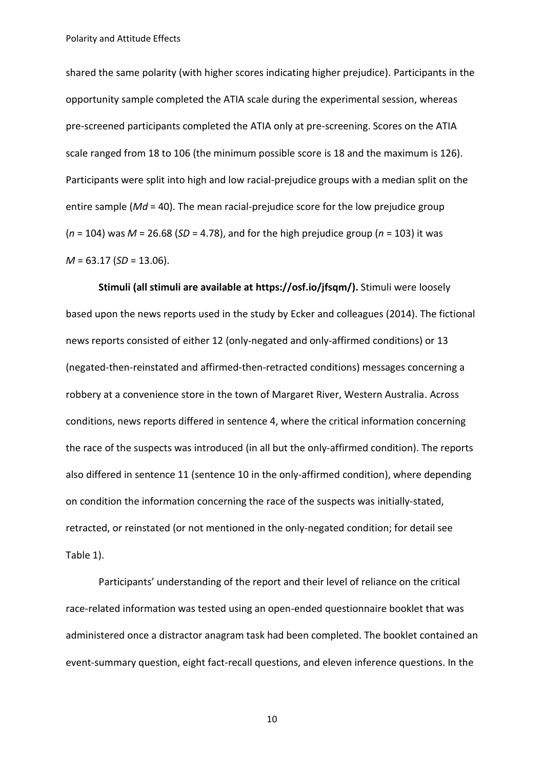shared the same polarity (with higher scores indicating higher prejudice). Participants in the opportunity sample completed the ATIA scale during the experimental session, whereas pre-screened participants completed the ATIA only at pre-screening. Scores on the ATIA scale ranged from 18 to 106 (the minimum possible score is 18 and the maximum is 126). Participants were split into high and low racial-prejudice groups with a median split on the entire sample (*Md* = 40). The mean racial-prejudice score for the low prejudice group ($n$ = 104) was $M$ = 26.68 ($SD$ = 4.78), and for the high prejudice group ($n$ = 103) it was $M$ = 63.17 ($SD$ = 13.06).

**Stimuli (all stimuli are available at https://osf.io/jfsqm/).** Stimuli were loosely based upon the news reports used in the study by Ecker and colleagues (2014). The fictional news reports consisted of either 12 (only-negated and only-affirmed conditions) or 13 (negated-then-reinstated and affirmed-then-retracted conditions) messages concerning a robbery at a convenience store in the town of Margaret River, Western Australia. Across conditions, news reports differed in sentence 4, where the critical information concerning the race of the suspects was introduced (in all but the only-affirmed condition). The reports also differed in sentence 11 (sentence 10 in the only-affirmed condition), where depending on condition the information concerning the race of the suspects was initially-stated, retracted, or reinstated (or not mentioned in the only-negated condition; for detail see Table 1).

Participants' understanding of the report and their level of reliance on the critical race-related information was tested using an open-ended questionnaire booklet that was administered once a distractor anagram task had been completed. The booklet contained an event-summary question, eight fact-recall questions, and eleven inference questions. In the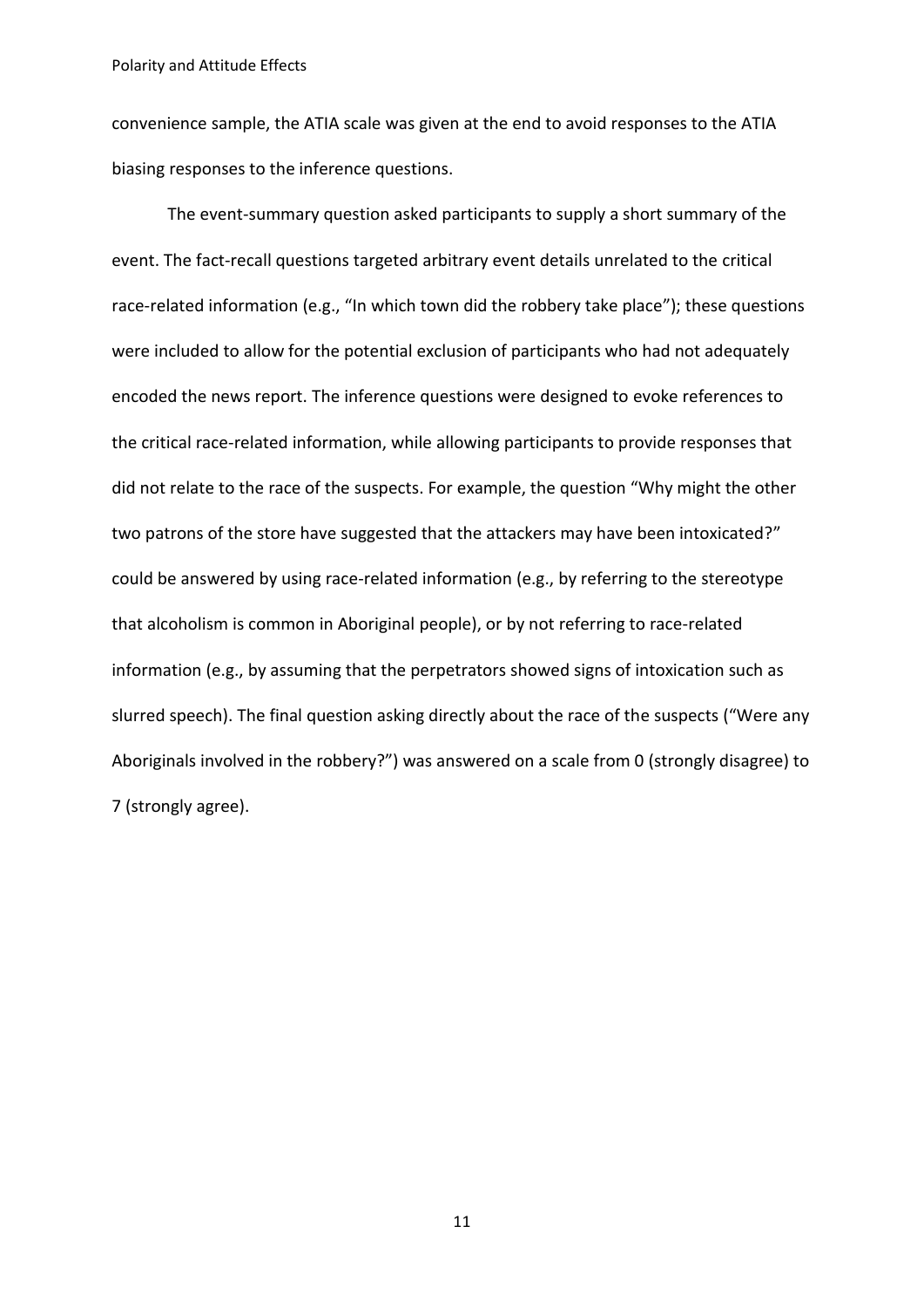convenience sample, the ATIA scale was given at the end to avoid responses to the ATIA biasing responses to the inference questions.

The event-summary question asked participants to supply a short summary of the event. The fact-recall questions targeted arbitrary event details unrelated to the critical race-related information (e.g., "In which town did the robbery take place"); these questions were included to allow for the potential exclusion of participants who had not adequately encoded the news report. The inference questions were designed to evoke references to the critical race-related information, while allowing participants to provide responses that did not relate to the race of the suspects. For example, the question "Why might the other two patrons of the store have suggested that the attackers may have been intoxicated?" could be answered by using race-related information (e.g., by referring to the stereotype that alcoholism is common in Aboriginal people), or by not referring to race-related information (e.g., by assuming that the perpetrators showed signs of intoxication such as slurred speech). The final question asking directly about the race of the suspects ("Were any Aboriginals involved in the robbery?") was answered on a scale from 0 (strongly disagree) to 7 (strongly agree).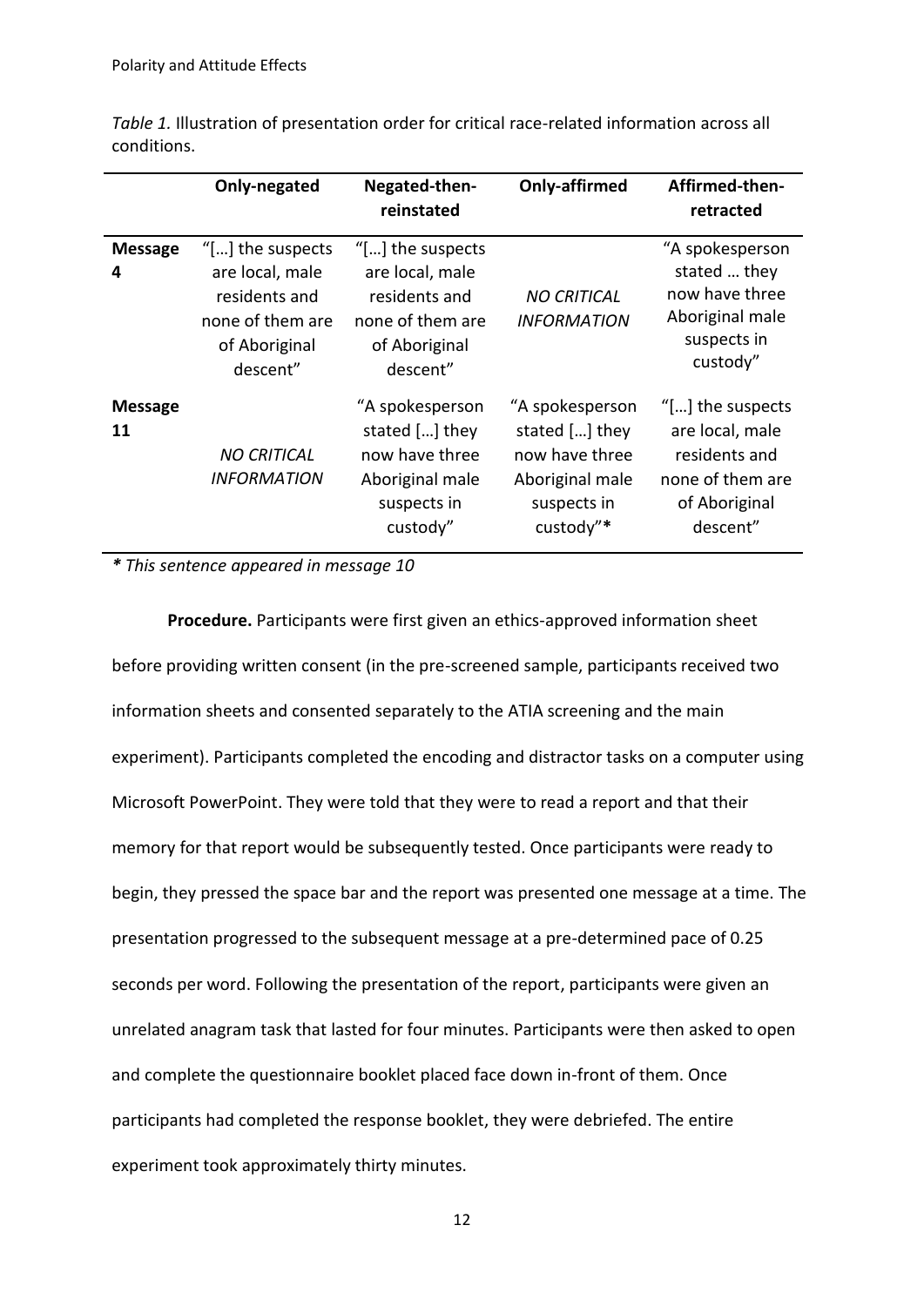*Table 1.* Illustration of presentation order for critical race-related information across all conditions.

| | **Only-negated** | **Negated-then-reinstated** | **Only-affirmed** | **Affirmed-then-retracted** |
|---|---|---|---|---|
| **Message 4** | "[…] the suspects are local, male residents and none of them are of Aboriginal descent" | "[…] the suspects are local, male residents and none of them are of Aboriginal descent" | *NO CRITICAL INFORMATION* | "A spokesperson stated … they now have three Aboriginal male suspects in custody" |
| **Message 11** | *NO CRITICAL INFORMATION* | "A spokesperson stated […] they now have three Aboriginal male suspects in custody" | "A spokesperson stated […] they now have three Aboriginal male suspects in custody"***** | "[…] the suspects are local, male residents and none of them are of Aboriginal descent" |

***\* This sentence appeared in message 10***

**Procedure.** Participants were first given an ethics-approved information sheet before providing written consent (in the pre-screened sample, participants received two information sheets and consented separately to the ATIA screening and the main experiment). Participants completed the encoding and distractor tasks on a computer using Microsoft PowerPoint. They were told that they were to read a report and that their memory for that report would be subsequently tested. Once participants were ready to begin, they pressed the space bar and the report was presented one message at a time. The presentation progressed to the subsequent message at a pre-determined pace of 0.25 seconds per word. Following the presentation of the report, participants were given an unrelated anagram task that lasted for four minutes. Participants were then asked to open and complete the questionnaire booklet placed face down in-front of them. Once participants had completed the response booklet, they were debriefed. The entire experiment took approximately thirty minutes.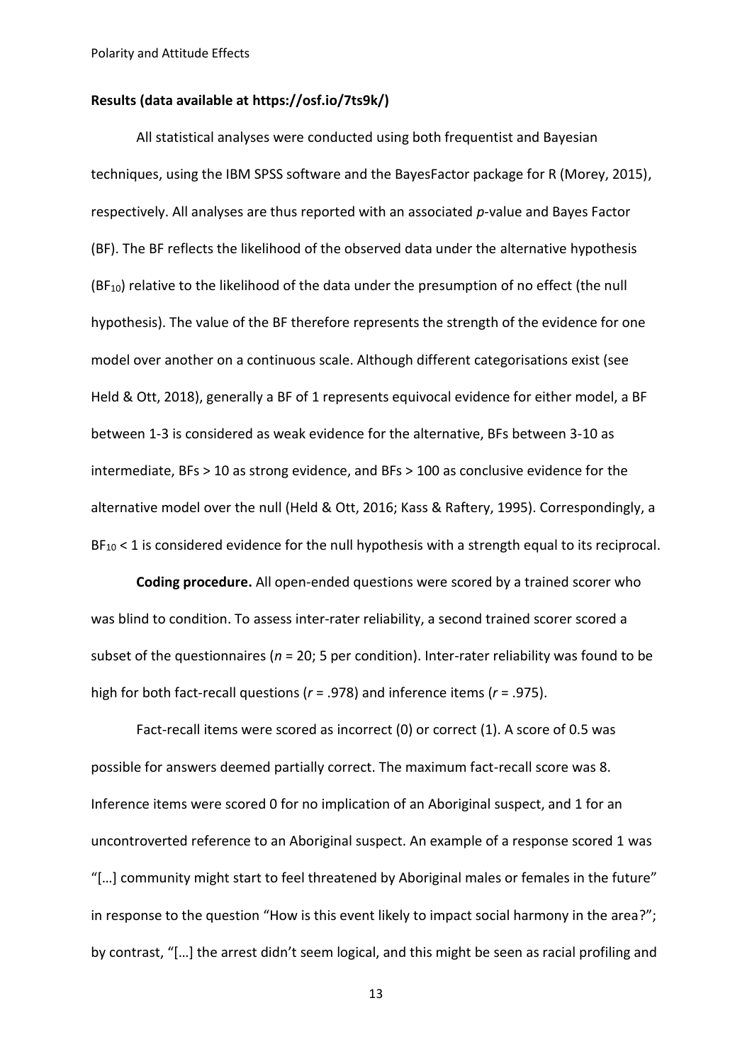**Results (data available at https://osf.io/7ts9k/)**

All statistical analyses were conducted using both frequentist and Bayesian techniques, using the IBM SPSS software and the BayesFactor package for R (Morey, 2015), respectively. All analyses are thus reported with an associated *p*-value and Bayes Factor (BF). The BF reflects the likelihood of the observed data under the alternative hypothesis ($BF_{10}$) relative to the likelihood of the data under the presumption of no effect (the null hypothesis). The value of the BF therefore represents the strength of the evidence for one model over another on a continuous scale. Although different categorisations exist (see Held & Ott, 2018), generally a BF of 1 represents equivocal evidence for either model, a BF between 1-3 is considered as weak evidence for the alternative, BFs between 3-10 as intermediate, BFs > 10 as strong evidence, and BFs > 100 as conclusive evidence for the alternative model over the null (Held & Ott, 2016; Kass & Raftery, 1995). Correspondingly, a $BF_{10} < 1$ is considered evidence for the null hypothesis with a strength equal to its reciprocal.

**Coding procedure.** All open-ended questions were scored by a trained scorer who was blind to condition. To assess inter-rater reliability, a second trained scorer scored a subset of the questionnaires ($n$ = 20; 5 per condition). Inter-rater reliability was found to be high for both fact-recall questions ($r$ = .978) and inference items ($r$ = .975).

Fact-recall items were scored as incorrect (0) or correct (1). A score of 0.5 was possible for answers deemed partially correct. The maximum fact-recall score was 8. Inference items were scored 0 for no implication of an Aboriginal suspect, and 1 for an uncontroverted reference to an Aboriginal suspect. An example of a response scored 1 was "[…] community might start to feel threatened by Aboriginal males or females in the future" in response to the question "How is this event likely to impact social harmony in the area?"; by contrast, "[…] the arrest didn't seem logical, and this might be seen as racial profiling and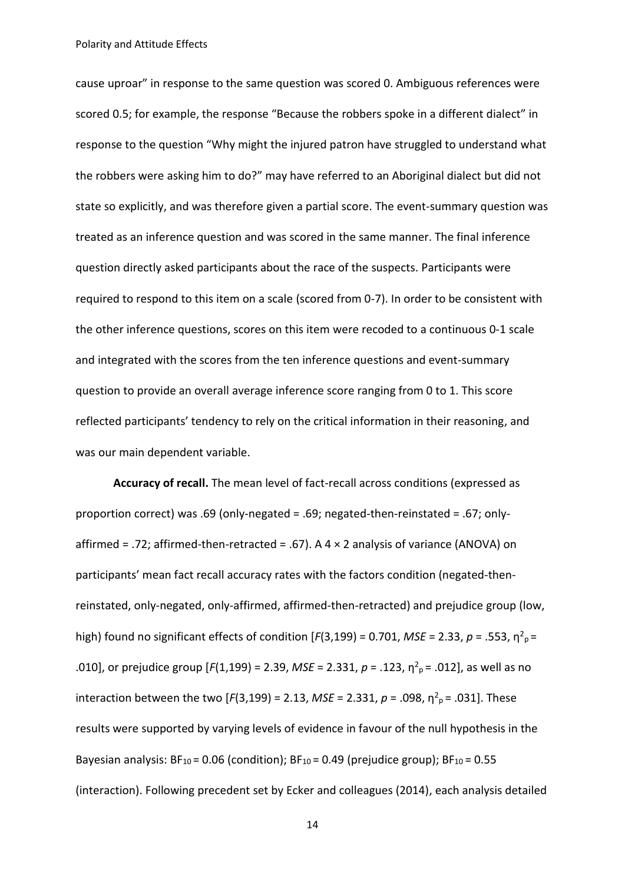cause uproar" in response to the same question was scored 0. Ambiguous references were scored 0.5; for example, the response "Because the robbers spoke in a different dialect" in response to the question "Why might the injured patron have struggled to understand what the robbers were asking him to do?" may have referred to an Aboriginal dialect but did not state so explicitly, and was therefore given a partial score. The event-summary question was treated as an inference question and was scored in the same manner. The final inference question directly asked participants about the race of the suspects. Participants were required to respond to this item on a scale (scored from 0-7). In order to be consistent with the other inference questions, scores on this item were recoded to a continuous 0-1 scale and integrated with the scores from the ten inference questions and event-summary question to provide an overall average inference score ranging from 0 to 1. This score reflected participants' tendency to rely on the critical information in their reasoning, and was our main dependent variable.

**Accuracy of recall.** The mean level of fact-recall across conditions (expressed as proportion correct) was .69 (only-negated = .69; negated-then-reinstated = .67; only-affirmed = .72; affirmed-then-retracted = .67). A 4 × 2 analysis of variance (ANOVA) on participants' mean fact recall accuracy rates with the factors condition (negated-then-reinstated, only-negated, only-affirmed, affirmed-then-retracted) and prejudice group (low, high) found no significant effects of condition [$F(3,199) = 0.701$, $MSE = 2.33$, $p = .553$, $\eta^2_p = .010$], or prejudice group [$F(1,199) = 2.39$, $MSE = 2.331$, $p = .123$, $\eta^2_p = .012$], as well as no interaction between the two [$F(3,199) = 2.13$, $MSE = 2.331$, $p = .098$, $\eta^2_p = .031$]. These results were supported by varying levels of evidence in favour of the null hypothesis in the Bayesian analysis: $BF_{10} = 0.06$ (condition); $BF_{10} = 0.49$ (prejudice group); $BF_{10} = 0.55$ (interaction). Following precedent set by Ecker and colleagues (2014), each analysis detailed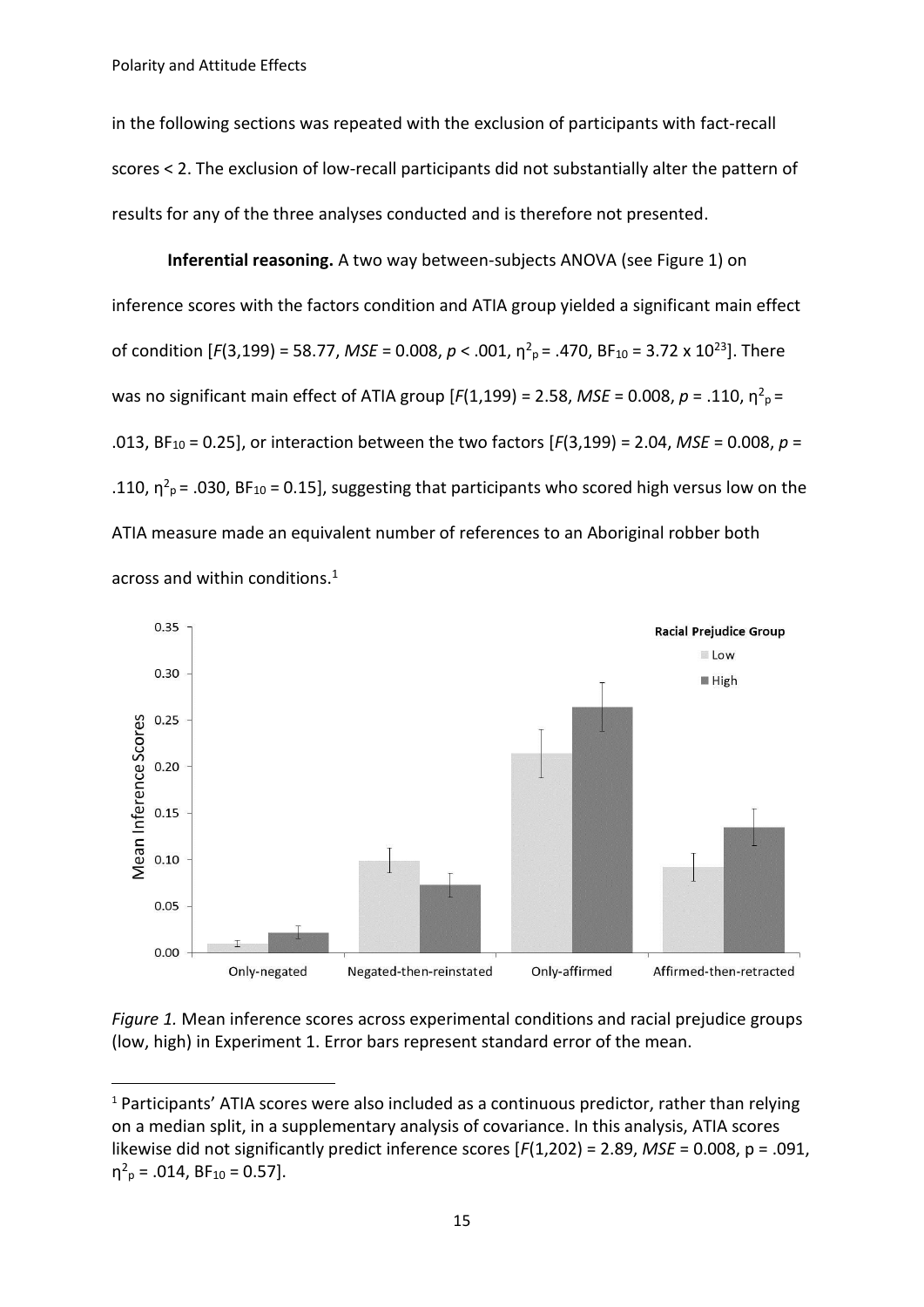in the following sections was repeated with the exclusion of participants with fact-recall scores < 2. The exclusion of low-recall participants did not substantially alter the pattern of results for any of the three analyses conducted and is therefore not presented.

**Inferential reasoning.** A two way between-subjects ANOVA (see Figure 1) on inference scores with the factors condition and ATIA group yielded a significant main effect of condition [$F(3,199) = 58.77$, $MSE = 0.008$, $p < .001$, $\eta^2_p = .470$, $BF_{10} = 3.72 \times 10^{23}$]. There was no significant main effect of ATIA group [$F(1,199) = 2.58$, $MSE = 0.008$, $p = .110$, $\eta^2_p = .013$, $BF_{10} = 0.25$], or interaction between the two factors [$F(3,199) = 2.04$, $MSE = 0.008$, $p = .110$, $\eta^2_p = .030$, $BF_{10} = 0.15$], suggesting that participants who scored high versus low on the ATIA measure made an equivalent number of references to an Aboriginal robber both across and within conditions.[1]

*Figure 1.* Mean inference scores across experimental conditions and racial prejudice groups (low, high) in Experiment 1. Error bars represent standard error of the mean.

[1] Participants' ATIA scores were also included as a continuous predictor, rather than relying on a median split, in a supplementary analysis of covariance. In this analysis, ATIA scores likewise did not significantly predict inference scores [$F(1,202) = 2.89$, $MSE = 0.008$, $p = .091$, $\eta^2_p = .014$, $BF_{10} = 0.57$].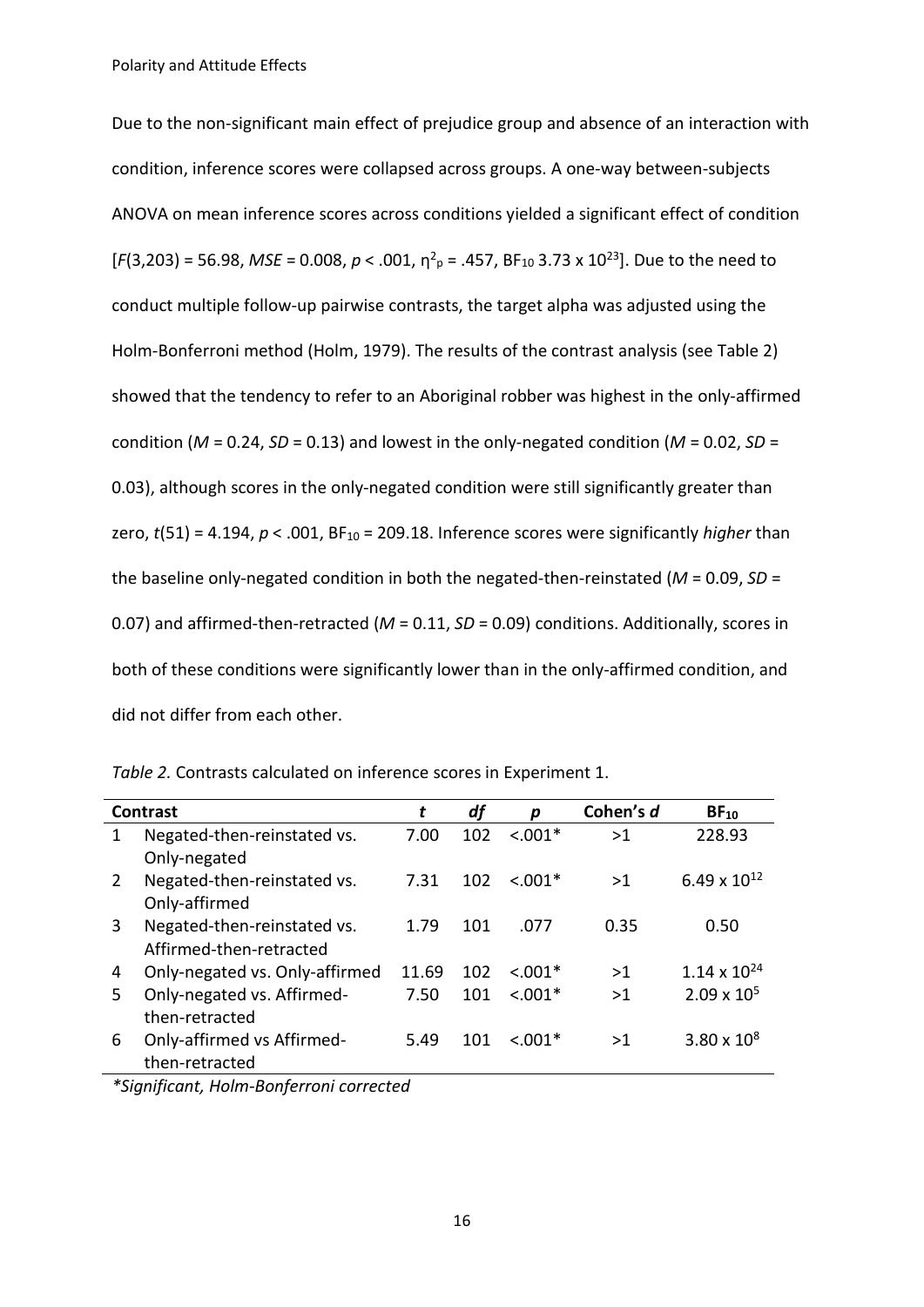Due to the non-significant main effect of prejudice group and absence of an interaction with condition, inference scores were collapsed across groups. A one-way between-subjects ANOVA on mean inference scores across conditions yielded a significant effect of condition [$F(3,203) = 56.98$, *MSE* = 0.008, $p < .001$, $\eta^2_p = .457$, $BF_{10}$ $3.73 \times 10^{23}$]. Due to the need to conduct multiple follow-up pairwise contrasts, the target alpha was adjusted using the Holm-Bonferroni method (Holm, 1979). The results of the contrast analysis (see Table 2) showed that the tendency to refer to an Aboriginal robber was highest in the only-affirmed condition ($M = 0.24$, $SD = 0.13$) and lowest in the only-negated condition ($M = 0.02$, $SD = 0.03$), although scores in the only-negated condition were still significantly greater than zero, $t(51) = 4.194$, $p < .001$, $BF_{10} = 209.18$. Inference scores were significantly *higher* than the baseline only-negated condition in both the negated-then-reinstated ($M = 0.09$, $SD = 0.07$) and affirmed-then-retracted ($M = 0.11$, $SD = 0.09$) conditions. Additionally, scores in both of these conditions were significantly lower than in the only-affirmed condition, and did not differ from each other.

*Table 2.* Contrasts calculated on inference scores in Experiment 1.

| | Contrast | *t* | *df* | *p* | Cohen's *d* | $BF_{10}$ |
|---|---|---|---|---|---|---|
| 1 | Negated-then-reinstated vs. Only-negated | 7.00 | 102 | <.001* | >1 | 228.93 |
| 2 | Negated-then-reinstated vs. Only-affirmed | 7.31 | 102 | <.001* | >1 | $6.49 \times 10^{12}$ |
| 3 | Negated-then-reinstated vs. Affirmed-then-retracted | 1.79 | 101 | .077 | 0.35 | 0.50 |
| 4 | Only-negated vs. Only-affirmed | 11.69 | 102 | <.001* | >1 | $1.14 \times 10^{24}$ |
| 5 | Only-negated vs. Affirmed-then-retracted | 7.50 | 101 | <.001* | >1 | $2.09 \times 10^{5}$ |
| 6 | Only-affirmed vs Affirmed-then-retracted | 5.49 | 101 | <.001* | >1 | $3.80 \times 10^{8}$ |

*\*Significant, Holm-Bonferroni corrected*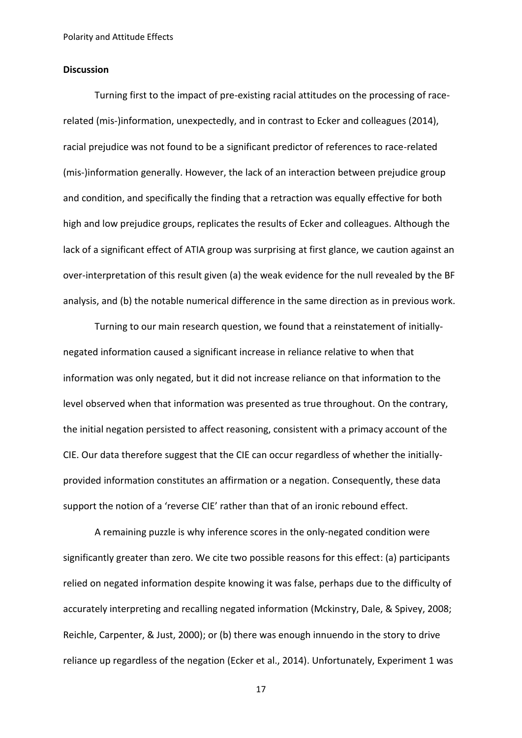**Discussion**

Turning first to the impact of pre-existing racial attitudes on the processing of race-related (mis-)information, unexpectedly, and in contrast to Ecker and colleagues (2014), racial prejudice was not found to be a significant predictor of references to race-related (mis-)information generally. However, the lack of an interaction between prejudice group and condition, and specifically the finding that a retraction was equally effective for both high and low prejudice groups, replicates the results of Ecker and colleagues. Although the lack of a significant effect of ATIA group was surprising at first glance, we caution against an over-interpretation of this result given (a) the weak evidence for the null revealed by the BF analysis, and (b) the notable numerical difference in the same direction as in previous work.

Turning to our main research question, we found that a reinstatement of initially-negated information caused a significant increase in reliance relative to when that information was only negated, but it did not increase reliance on that information to the level observed when that information was presented as true throughout. On the contrary, the initial negation persisted to affect reasoning, consistent with a primacy account of the CIE. Our data therefore suggest that the CIE can occur regardless of whether the initially-provided information constitutes an affirmation or a negation. Consequently, these data support the notion of a 'reverse CIE' rather than that of an ironic rebound effect.

A remaining puzzle is why inference scores in the only-negated condition were significantly greater than zero. We cite two possible reasons for this effect: (a) participants relied on negated information despite knowing it was false, perhaps due to the difficulty of accurately interpreting and recalling negated information (Mckinstry, Dale, & Spivey, 2008; Reichle, Carpenter, & Just, 2000); or (b) there was enough innuendo in the story to drive reliance up regardless of the negation (Ecker et al., 2014). Unfortunately, Experiment 1 was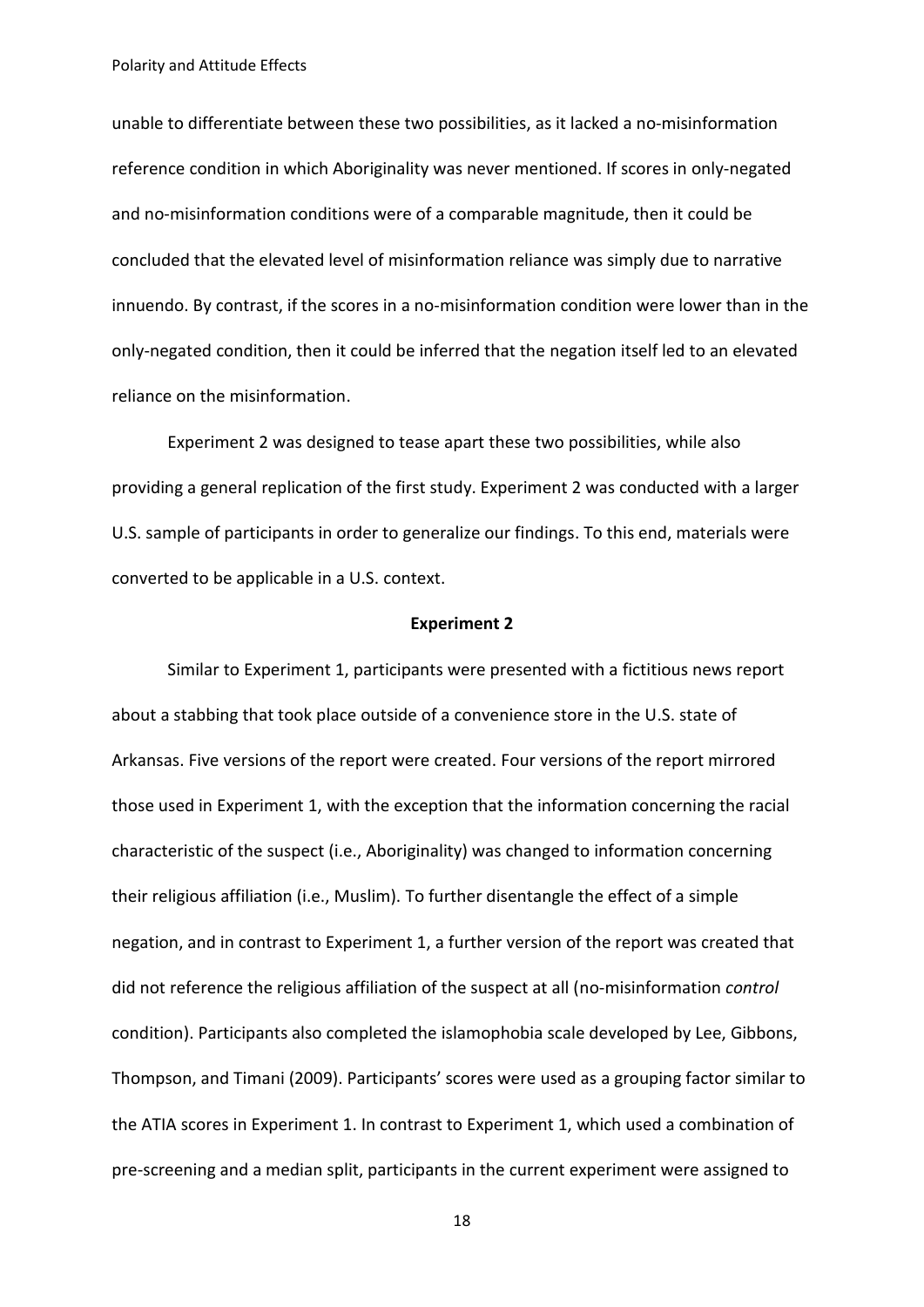unable to differentiate between these two possibilities, as it lacked a no-misinformation reference condition in which Aboriginality was never mentioned. If scores in only-negated and no-misinformation conditions were of a comparable magnitude, then it could be concluded that the elevated level of misinformation reliance was simply due to narrative innuendo. By contrast, if the scores in a no-misinformation condition were lower than in the only-negated condition, then it could be inferred that the negation itself led to an elevated reliance on the misinformation.

Experiment 2 was designed to tease apart these two possibilities, while also providing a general replication of the first study. Experiment 2 was conducted with a larger U.S. sample of participants in order to generalize our findings. To this end, materials were converted to be applicable in a U.S. context.

## Experiment 2

Similar to Experiment 1, participants were presented with a fictitious news report about a stabbing that took place outside of a convenience store in the U.S. state of Arkansas. Five versions of the report were created. Four versions of the report mirrored those used in Experiment 1, with the exception that the information concerning the racial characteristic of the suspect (i.e., Aboriginality) was changed to information concerning their religious affiliation (i.e., Muslim). To further disentangle the effect of a simple negation, and in contrast to Experiment 1, a further version of the report was created that did not reference the religious affiliation of the suspect at all (no-misinformation *control* condition). Participants also completed the islamophobia scale developed by Lee, Gibbons, Thompson, and Timani (2009). Participants' scores were used as a grouping factor similar to the ATIA scores in Experiment 1. In contrast to Experiment 1, which used a combination of pre-screening and a median split, participants in the current experiment were assigned to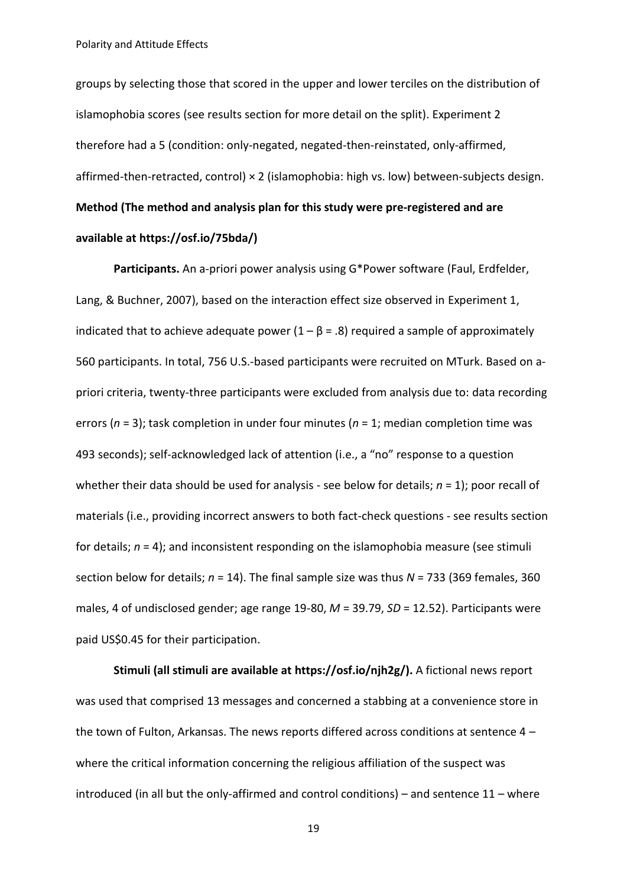groups by selecting those that scored in the upper and lower terciles on the distribution of islamophobia scores (see results section for more detail on the split). Experiment 2 therefore had a 5 (condition: only-negated, negated-then-reinstated, only-affirmed, affirmed-then-retracted, control) × 2 (islamophobia: high vs. low) between-subjects design.

**Method (The method and analysis plan for this study were pre-registered and are available at https://osf.io/75bda/)**

**Participants.** An a-priori power analysis using G*Power software (Faul, Erdfelder, Lang, & Buchner, 2007), based on the interaction effect size observed in Experiment 1, indicated that to achieve adequate power ($1 - \beta = .8$) required a sample of approximately 560 participants. In total, 756 U.S.-based participants were recruited on MTurk. Based on a-priori criteria, twenty-three participants were excluded from analysis due to: data recording errors ($n = 3$); task completion in under four minutes ($n = 1$; median completion time was 493 seconds); self-acknowledged lack of attention (i.e., a "no" response to a question whether their data should be used for analysis - see below for details; $n = 1$); poor recall of materials (i.e., providing incorrect answers to both fact-check questions - see results section for details; $n = 4$); and inconsistent responding on the islamophobia measure (see stimuli section below for details; $n = 14$). The final sample size was thus $N = 733$ (369 females, 360 males, 4 of undisclosed gender; age range 19-80, $M = 39.79$, $SD = 12.52$). Participants were paid US$0.45 for their participation.

**Stimuli (all stimuli are available at https://osf.io/njh2g/).** A fictional news report was used that comprised 13 messages and concerned a stabbing at a convenience store in the town of Fulton, Arkansas. The news reports differed across conditions at sentence 4 – where the critical information concerning the religious affiliation of the suspect was introduced (in all but the only-affirmed and control conditions) – and sentence 11 – where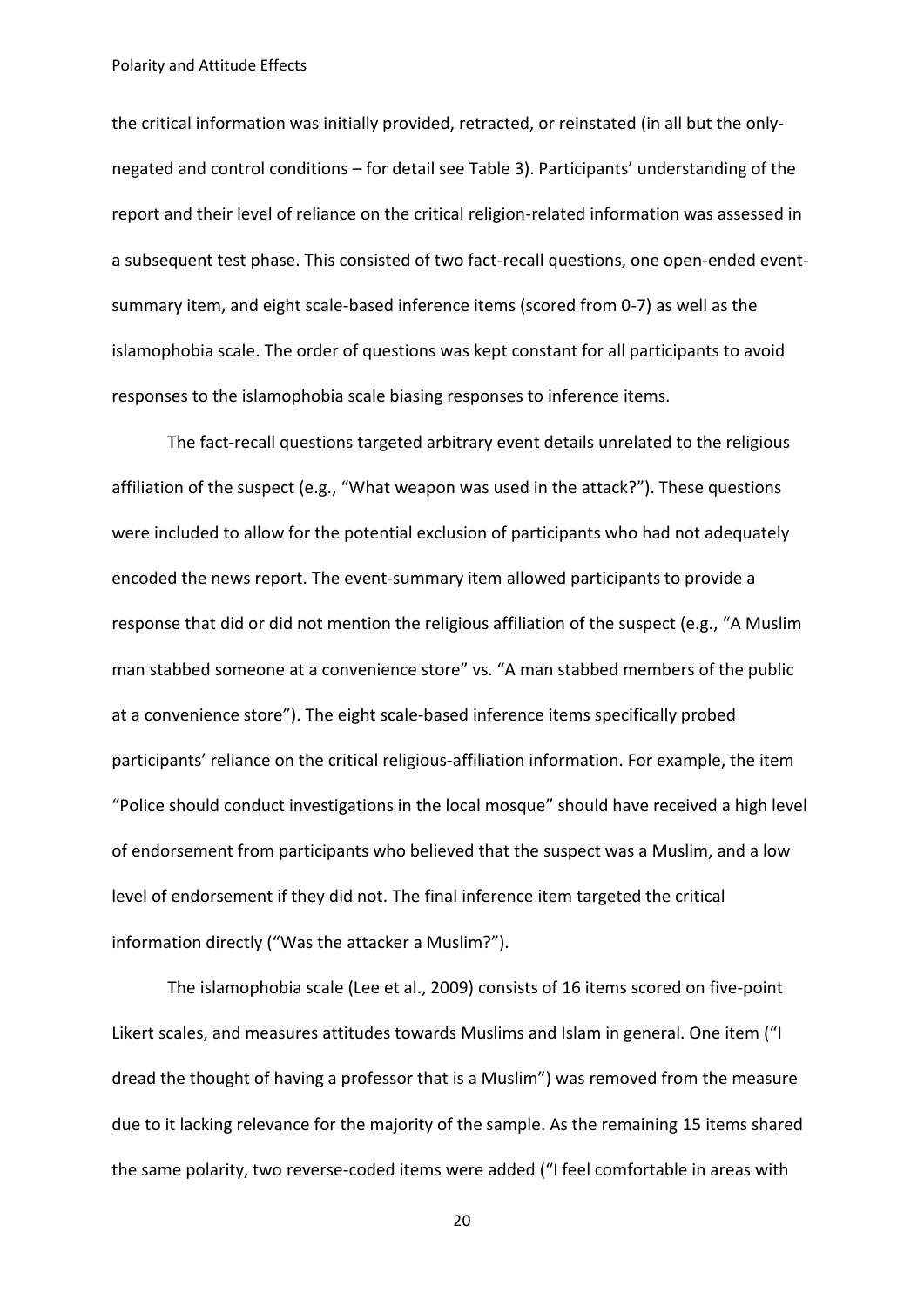the critical information was initially provided, retracted, or reinstated (in all but the only-negated and control conditions – for detail see Table 3). Participants' understanding of the report and their level of reliance on the critical religion-related information was assessed in a subsequent test phase. This consisted of two fact-recall questions, one open-ended event-summary item, and eight scale-based inference items (scored from 0-7) as well as the islamophobia scale. The order of questions was kept constant for all participants to avoid responses to the islamophobia scale biasing responses to inference items.

The fact-recall questions targeted arbitrary event details unrelated to the religious affiliation of the suspect (e.g., "What weapon was used in the attack?"). These questions were included to allow for the potential exclusion of participants who had not adequately encoded the news report. The event-summary item allowed participants to provide a response that did or did not mention the religious affiliation of the suspect (e.g., "A Muslim man stabbed someone at a convenience store" vs. "A man stabbed members of the public at a convenience store"). The eight scale-based inference items specifically probed participants' reliance on the critical religious-affiliation information. For example, the item "Police should conduct investigations in the local mosque" should have received a high level of endorsement from participants who believed that the suspect was a Muslim, and a low level of endorsement if they did not. The final inference item targeted the critical information directly ("Was the attacker a Muslim?").

The islamophobia scale (Lee et al., 2009) consists of 16 items scored on five-point Likert scales, and measures attitudes towards Muslims and Islam in general. One item ("I dread the thought of having a professor that is a Muslim") was removed from the measure due to it lacking relevance for the majority of the sample. As the remaining 15 items shared the same polarity, two reverse-coded items were added ("I feel comfortable in areas with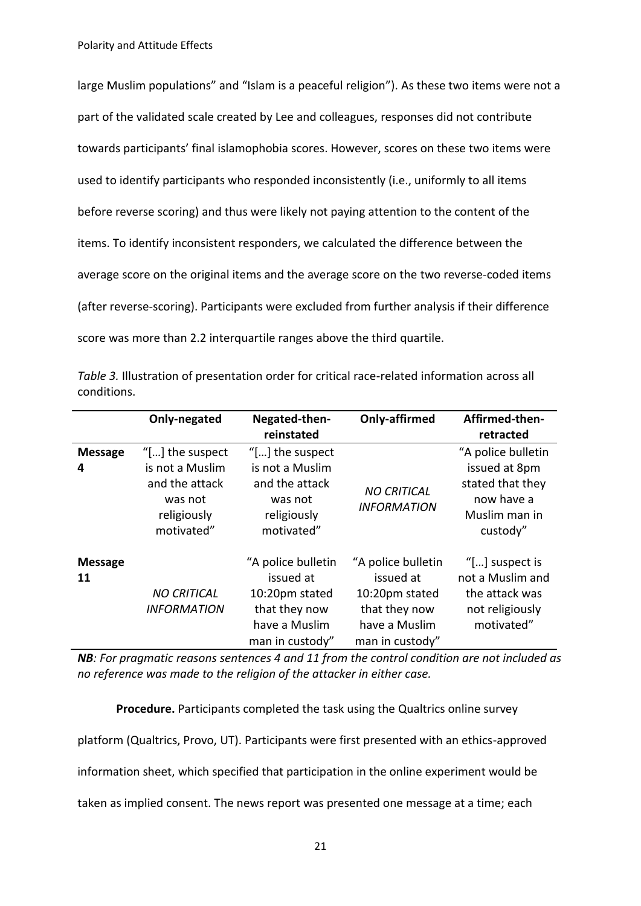large Muslim populations" and "Islam is a peaceful religion"). As these two items were not a part of the validated scale created by Lee and colleagues, responses did not contribute towards participants' final islamophobia scores. However, scores on these two items were used to identify participants who responded inconsistently (i.e., uniformly to all items before reverse scoring) and thus were likely not paying attention to the content of the items. To identify inconsistent responders, we calculated the difference between the average score on the original items and the average score on the two reverse-coded items (after reverse-scoring). Participants were excluded from further analysis if their difference score was more than 2.2 interquartile ranges above the third quartile.

*Table 3.* Illustration of presentation order for critical race-related information across all conditions.

| | **Only-negated** | **Negated-then-reinstated** | **Only-affirmed** | **Affirmed-then-retracted** |
|---|---|---|---|---|
| **Message 4** | "[…] the suspect is not a Muslim and the attack was not religiously motivated" | "[…] the suspect is not a Muslim and the attack was not religiously motivated" | *NO CRITICAL INFORMATION* | "A police bulletin issued at 8pm stated that they now have a Muslim man in custody" |
| **Message 11** | *NO CRITICAL INFORMATION* | "A police bulletin issued at 10:20pm stated that they now have a Muslim man in custody" | "A police bulletin issued at 10:20pm stated that they now have a Muslim man in custody" | "[…] suspect is not a Muslim and the attack was not religiously motivated" |

***NB**: For pragmatic reasons sentences 4 and 11 from the control condition are not included as no reference was made to the religion of the attacker in either case.*

**Procedure.** Participants completed the task using the Qualtrics online survey platform (Qualtrics, Provo, UT). Participants were first presented with an ethics-approved information sheet, which specified that participation in the online experiment would be taken as implied consent. The news report was presented one message at a time; each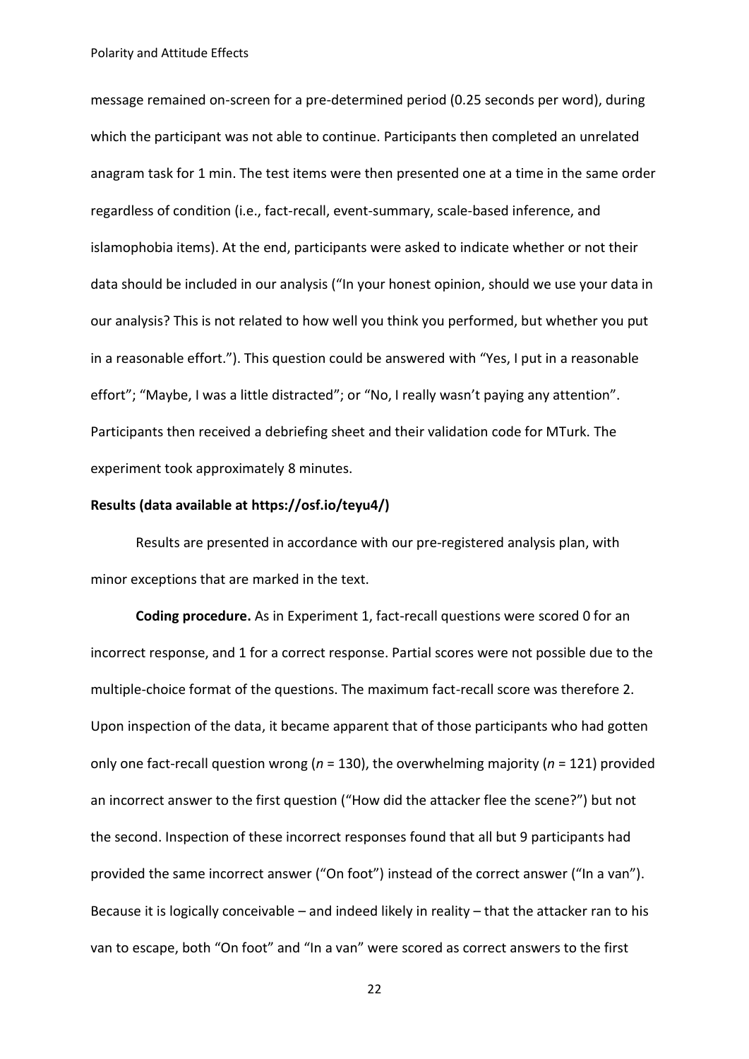message remained on-screen for a pre-determined period (0.25 seconds per word), during which the participant was not able to continue. Participants then completed an unrelated anagram task for 1 min. The test items were then presented one at a time in the same order regardless of condition (i.e., fact-recall, event-summary, scale-based inference, and islamophobia items). At the end, participants were asked to indicate whether or not their data should be included in our analysis ("In your honest opinion, should we use your data in our analysis? This is not related to how well you think you performed, but whether you put in a reasonable effort."). This question could be answered with "Yes, I put in a reasonable effort"; "Maybe, I was a little distracted"; or "No, I really wasn't paying any attention". Participants then received a debriefing sheet and their validation code for MTurk. The experiment took approximately 8 minutes.

**Results (data available at https://osf.io/teyu4/)**

Results are presented in accordance with our pre-registered analysis plan, with minor exceptions that are marked in the text.

**Coding procedure.** As in Experiment 1, fact-recall questions were scored 0 for an incorrect response, and 1 for a correct response. Partial scores were not possible due to the multiple-choice format of the questions. The maximum fact-recall score was therefore 2. Upon inspection of the data, it became apparent that of those participants who had gotten only one fact-recall question wrong ($n$ = 130), the overwhelming majority ($n$ = 121) provided an incorrect answer to the first question ("How did the attacker flee the scene?") but not the second. Inspection of these incorrect responses found that all but 9 participants had provided the same incorrect answer ("On foot") instead of the correct answer ("In a van"). Because it is logically conceivable – and indeed likely in reality – that the attacker ran to his van to escape, both "On foot" and "In a van" were scored as correct answers to the first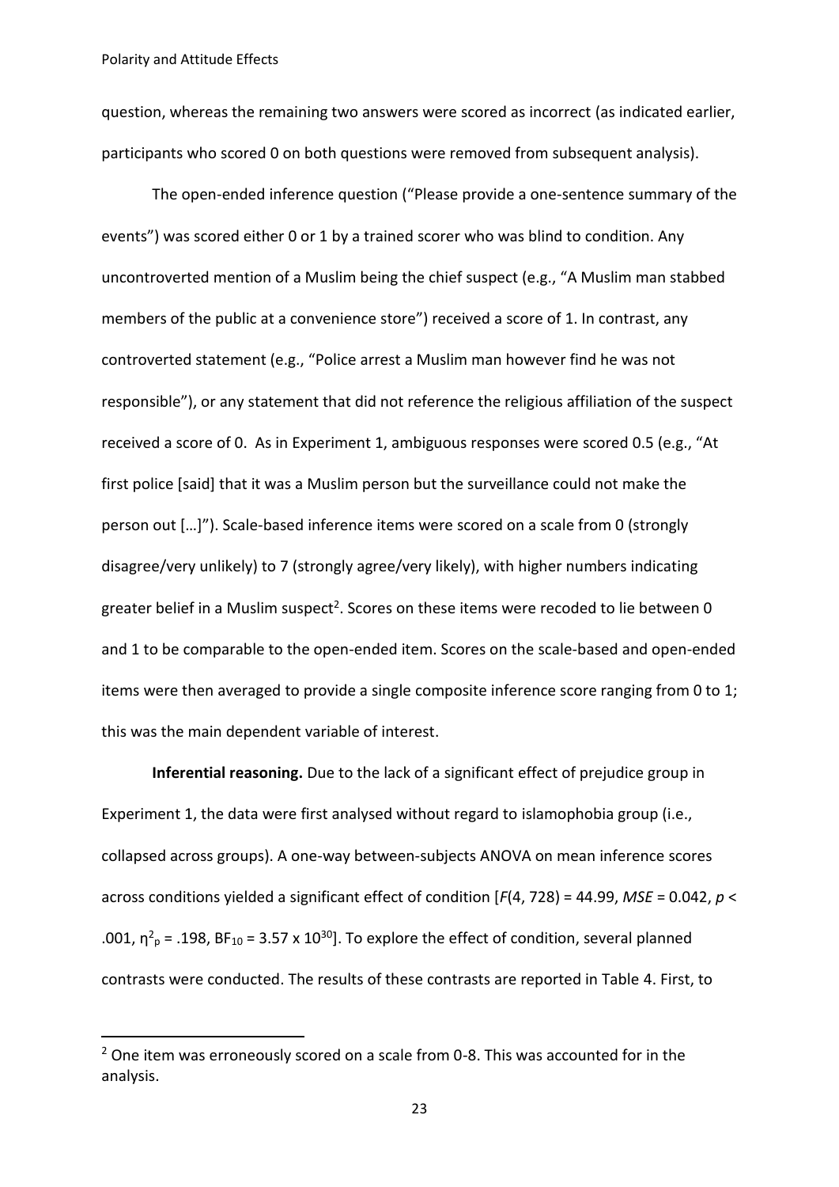question, whereas the remaining two answers were scored as incorrect (as indicated earlier, participants who scored 0 on both questions were removed from subsequent analysis).

The open-ended inference question ("Please provide a one-sentence summary of the events") was scored either 0 or 1 by a trained scorer who was blind to condition. Any uncontroverted mention of a Muslim being the chief suspect (e.g., "A Muslim man stabbed members of the public at a convenience store") received a score of 1. In contrast, any controverted statement (e.g., "Police arrest a Muslim man however find he was not responsible"), or any statement that did not reference the religious affiliation of the suspect received a score of 0. As in Experiment 1, ambiguous responses were scored 0.5 (e.g., "At first police [said] that it was a Muslim person but the surveillance could not make the person out […]"). Scale-based inference items were scored on a scale from 0 (strongly disagree/very unlikely) to 7 (strongly agree/very likely), with higher numbers indicating greater belief in a Muslim suspect[2]. Scores on these items were recoded to lie between 0 and 1 to be comparable to the open-ended item. Scores on the scale-based and open-ended items were then averaged to provide a single composite inference score ranging from 0 to 1; this was the main dependent variable of interest.

**Inferential reasoning.** Due to the lack of a significant effect of prejudice group in Experiment 1, the data were first analysed without regard to islamophobia group (i.e., collapsed across groups). A one-way between-subjects ANOVA on mean inference scores across conditions yielded a significant effect of condition [$F(4, 728) = 44.99$, $MSE = 0.042$, $p < .001$, $\eta^2_p = .198$, $BF_{10} = 3.57 \times 10^{30}$]. To explore the effect of condition, several planned contrasts were conducted. The results of these contrasts are reported in Table 4. First, to

[2] One item was erroneously scored on a scale from 0-8. This was accounted for in the analysis.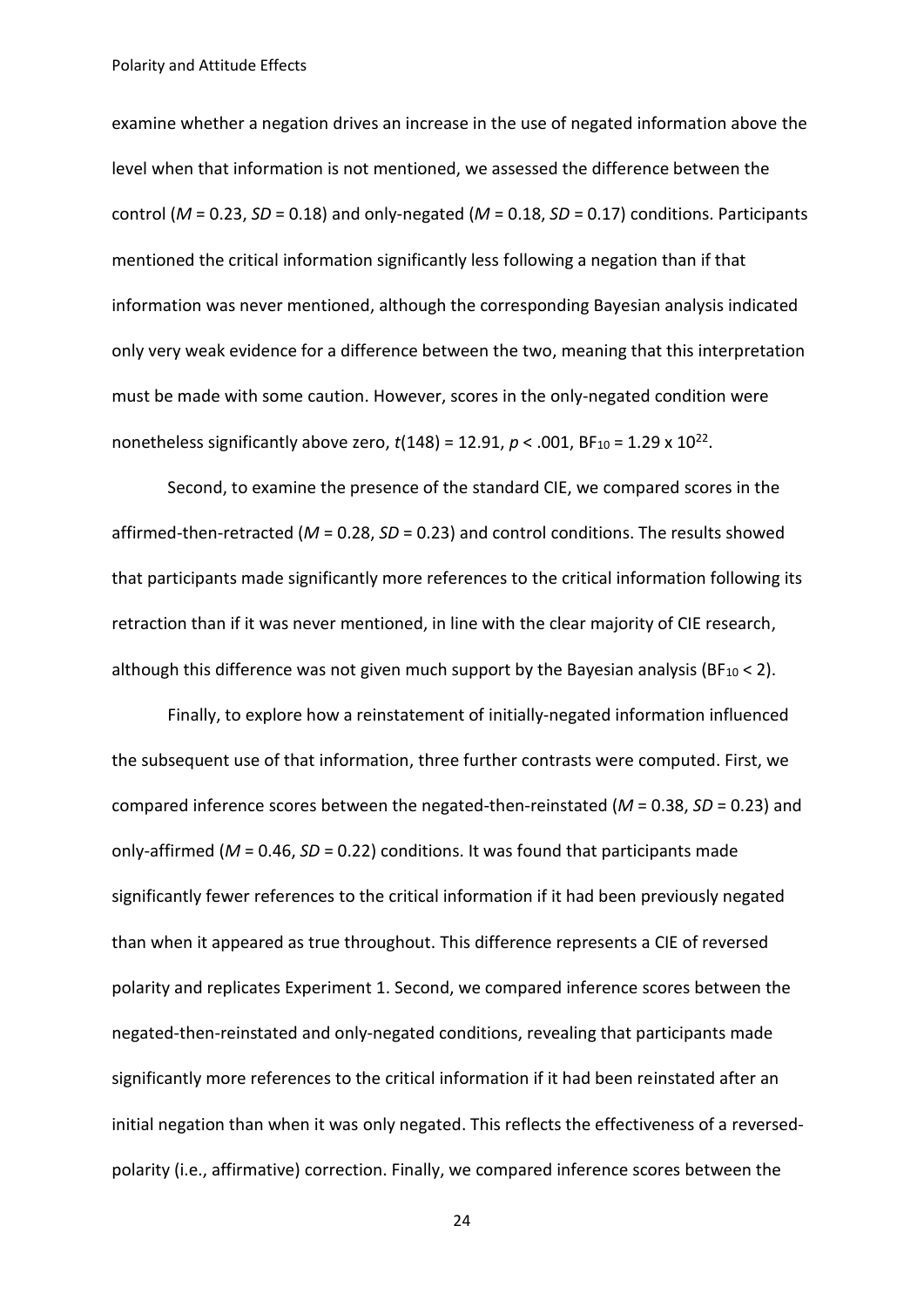examine whether a negation drives an increase in the use of negated information above the level when that information is not mentioned, we assessed the difference between the control (*M* = 0.23, *SD* = 0.18) and only-negated (*M* = 0.18, *SD* = 0.17) conditions. Participants mentioned the critical information significantly less following a negation than if that information was never mentioned, although the corresponding Bayesian analysis indicated only very weak evidence for a difference between the two, meaning that this interpretation must be made with some caution. However, scores in the only-negated condition were nonetheless significantly above zero, $t(148) = 12.91$, $p < .001$, $BF_{10} = 1.29 \times 10^{22}$.

Second, to examine the presence of the standard CIE, we compared scores in the affirmed-then-retracted (*M* = 0.28, *SD* = 0.23) and control conditions. The results showed that participants made significantly more references to the critical information following its retraction than if it was never mentioned, in line with the clear majority of CIE research, although this difference was not given much support by the Bayesian analysis ($BF_{10} < 2$).

Finally, to explore how a reinstatement of initially-negated information influenced the subsequent use of that information, three further contrasts were computed. First, we compared inference scores between the negated-then-reinstated (*M* = 0.38, *SD* = 0.23) and only-affirmed (*M* = 0.46, *SD* = 0.22) conditions. It was found that participants made significantly fewer references to the critical information if it had been previously negated than when it appeared as true throughout. This difference represents a CIE of reversed polarity and replicates Experiment 1. Second, we compared inference scores between the negated-then-reinstated and only-negated conditions, revealing that participants made significantly more references to the critical information if it had been reinstated after an initial negation than when it was only negated. This reflects the effectiveness of a reversed-polarity (i.e., affirmative) correction. Finally, we compared inference scores between the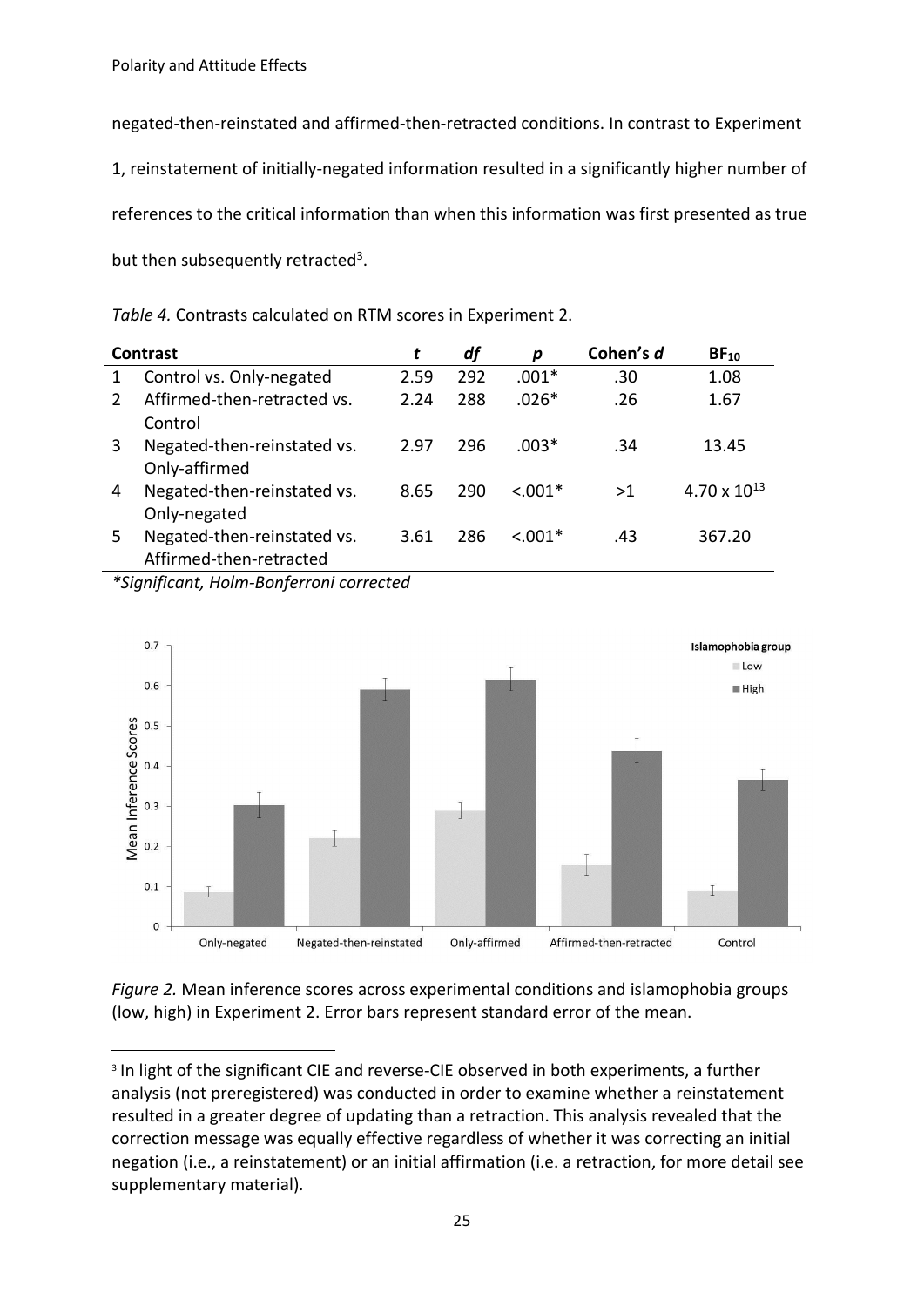negated-then-reinstated and affirmed-then-retracted conditions. In contrast to Experiment 1, reinstatement of initially-negated information resulted in a significantly higher number of references to the critical information than when this information was first presented as true but then subsequently retracted[3].

*Table 4.* Contrasts calculated on RTM scores in Experiment 2.

| | Contrast | *t* | *df* | *p* | Cohen's *d* | $BF_{10}$ |
|---|---|---|---|---|---|---|
| 1 | Control vs. Only-negated | 2.59 | 292 | .001* | .30 | 1.08 |
| 2 | Affirmed-then-retracted vs. Control | 2.24 | 288 | .026* | .26 | 1.67 |
| 3 | Negated-then-reinstated vs. Only-affirmed | 2.97 | 296 | .003* | .34 | 13.45 |
| 4 | Negated-then-reinstated vs. Only-negated | 8.65 | 290 | <.001* | >1 | $4.70 \times 10^{13}$ |
| 5 | Negated-then-reinstated vs. Affirmed-then-retracted | 3.61 | 286 | <.001* | .43 | 367.20 |

**Significant, Holm-Bonferroni corrected*

*Figure 2.* Mean inference scores across experimental conditions and islamophobia groups (low, high) in Experiment 2. Error bars represent standard error of the mean.

[3] In light of the significant CIE and reverse-CIE observed in both experiments, a further analysis (not preregistered) was conducted in order to examine whether a reinstatement resulted in a greater degree of updating than a retraction. This analysis revealed that the correction message was equally effective regardless of whether it was correcting an initial negation (i.e., a reinstatement) or an initial affirmation (i.e. a retraction, for more detail see supplementary material).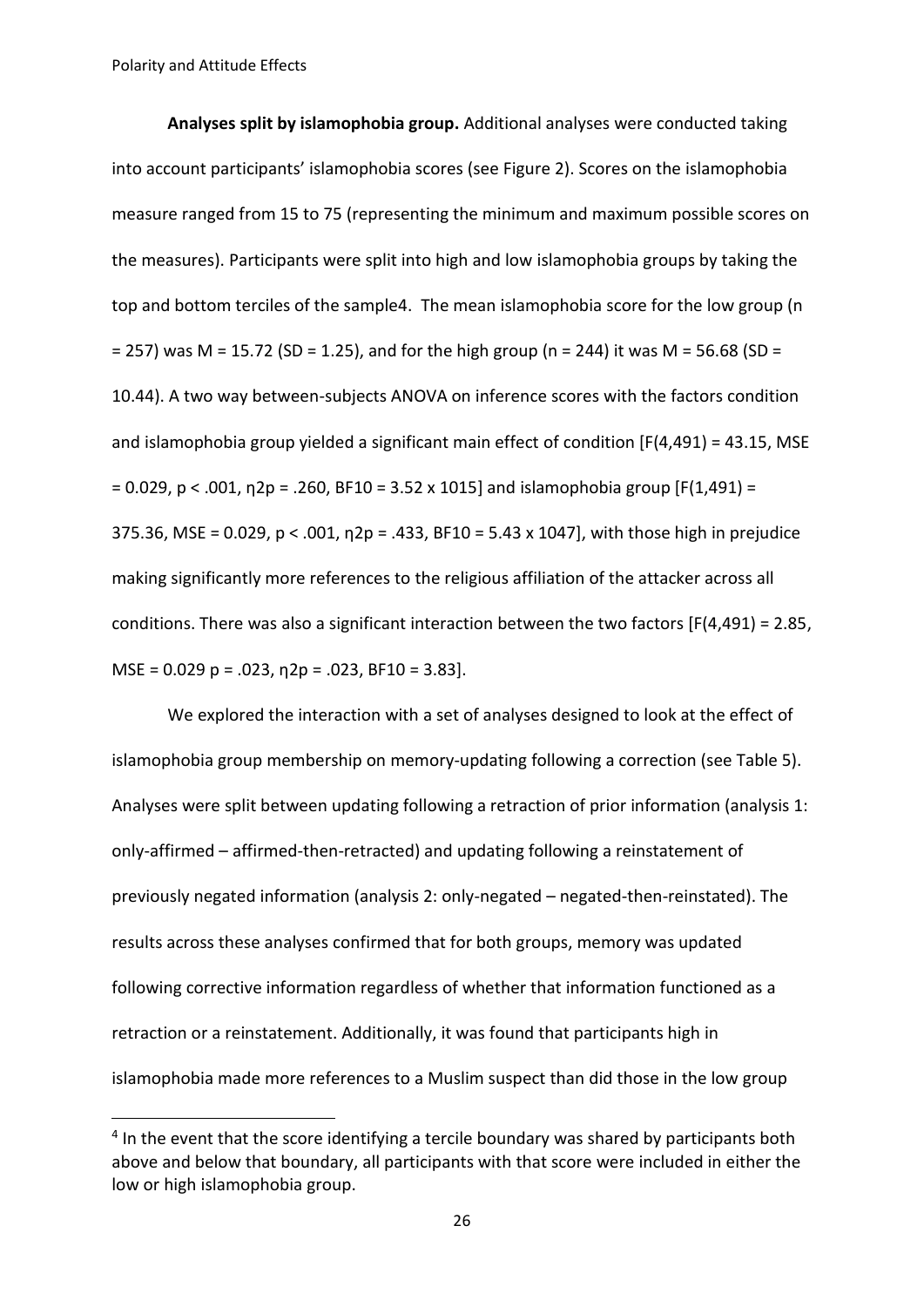**Analyses split by islamophobia group.** Additional analyses were conducted taking into account participants' islamophobia scores (see Figure 2). Scores on the islamophobia measure ranged from 15 to 75 (representing the minimum and maximum possible scores on the measures). Participants were split into high and low islamophobia groups by taking the top and bottom terciles of the sample[4]. The mean islamophobia score for the low group ($n = 257$) was $M = 15.72$ ($SD = 1.25$), and for the high group ($n = 244$) it was $M = 56.68$ ($SD = 10.44$). A two way between-subjects ANOVA on inference scores with the factors condition and islamophobia group yielded a significant main effect of condition [$F(4,491) = 43.15$, $MSE = 0.029$, $p < .001$, $\eta^2_p = .260$, $BF_{10} = 3.52 \times 10^{15}$] and islamophobia group [$F(1,491) = 375.36$, $MSE = 0.029$, $p < .001$, $\eta^2_p = .433$, $BF_{10} = 5.43 \times 10^{47}$], with those high in prejudice making significantly more references to the religious affiliation of the attacker across all conditions. There was also a significant interaction between the two factors [$F(4,491) = 2.85$, $MSE = 0.029$ $p = .023$, $\eta^2_p = .023$, $BF_{10} = 3.83$].

We explored the interaction with a set of analyses designed to look at the effect of islamophobia group membership on memory-updating following a correction (see Table 5). Analyses were split between updating following a retraction of prior information (analysis 1: only-affirmed – affirmed-then-retracted) and updating following a reinstatement of previously negated information (analysis 2: only-negated – negated-then-reinstated). The results across these analyses confirmed that for both groups, memory was updated following corrective information regardless of whether that information functioned as a retraction or a reinstatement. Additionally, it was found that participants high in islamophobia made more references to a Muslim suspect than did those in the low group

[4] In the event that the score identifying a tercile boundary was shared by participants both above and below that boundary, all participants with that score were included in either the low or high islamophobia group.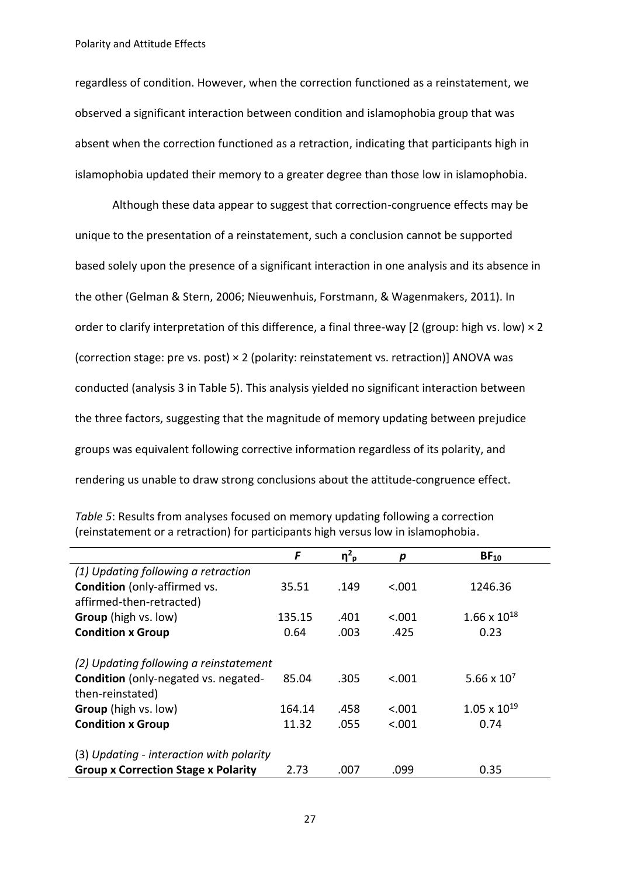regardless of condition. However, when the correction functioned as a reinstatement, we observed a significant interaction between condition and islamophobia group that was absent when the correction functioned as a retraction, indicating that participants high in islamophobia updated their memory to a greater degree than those low in islamophobia.

Although these data appear to suggest that correction-congruence effects may be unique to the presentation of a reinstatement, such a conclusion cannot be supported based solely upon the presence of a significant interaction in one analysis and its absence in the other (Gelman & Stern, 2006; Nieuwenhuis, Forstmann, & Wagenmakers, 2011). In order to clarify interpretation of this difference, a final three-way [2 (group: high vs. low) × 2 (correction stage: pre vs. post) × 2 (polarity: reinstatement vs. retraction)] ANOVA was conducted (analysis 3 in Table 5). This analysis yielded no significant interaction between the three factors, suggesting that the magnitude of memory updating between prejudice groups was equivalent following corrective information regardless of its polarity, and rendering us unable to draw strong conclusions about the attitude-congruence effect.

*Table 5*: Results from analyses focused on memory updating following a correction (reinstatement or a retraction) for participants high versus low in islamophobia.

| | $F$ | $\eta^2_p$ | $p$ | $BF_{10}$ |
|---|---|---|---|---|
| *(1) Updating following a retraction* | | | | |
| **Condition** (only-affirmed vs. affirmed-then-retracted) | 35.51 | .149 | <.001 | 1246.36 |
| **Group** (high vs. low) | 135.15 | .401 | <.001 | $1.66 \times 10^{18}$ |
| **Condition x Group** | 0.64 | .003 | .425 | 0.23 |
| *(2) Updating following a reinstatement* | | | | |
| **Condition** (only-negated vs. negated-then-reinstated) | 85.04 | .305 | <.001 | $5.66 \times 10^{7}$ |
| **Group** (high vs. low) | 164.14 | .458 | <.001 | $1.05 \times 10^{19}$ |
| **Condition x Group** | 11.32 | .055 | <.001 | 0.74 |
| (3) *Updating - interaction with polarity* | | | | |
| **Group x Correction Stage x Polarity** | 2.73 | .007 | .099 | 0.35 |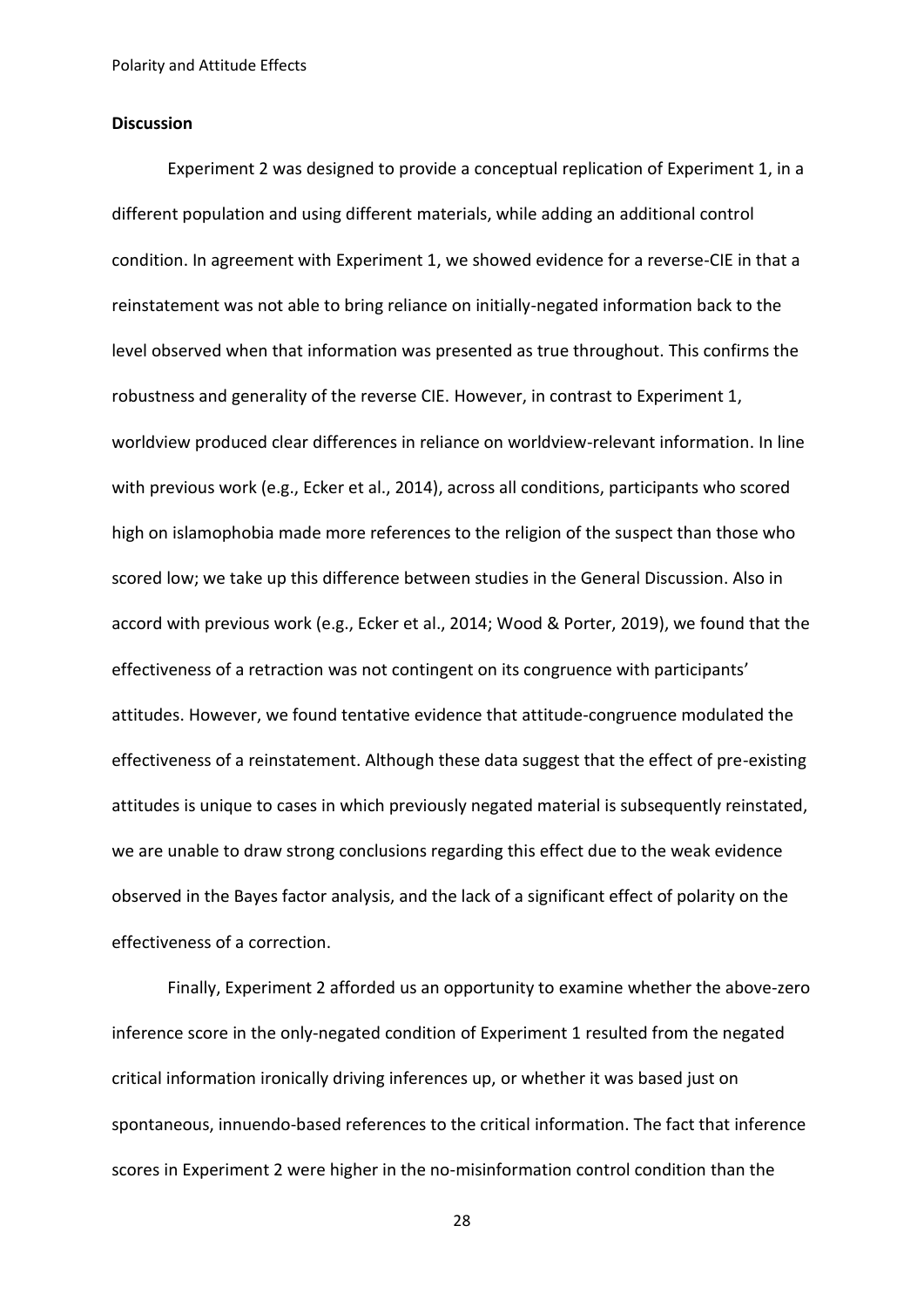**Discussion**

Experiment 2 was designed to provide a conceptual replication of Experiment 1, in a different population and using different materials, while adding an additional control condition. In agreement with Experiment 1, we showed evidence for a reverse-CIE in that a reinstatement was not able to bring reliance on initially-negated information back to the level observed when that information was presented as true throughout. This confirms the robustness and generality of the reverse CIE. However, in contrast to Experiment 1, worldview produced clear differences in reliance on worldview-relevant information. In line with previous work (e.g., Ecker et al., 2014), across all conditions, participants who scored high on islamophobia made more references to the religion of the suspect than those who scored low; we take up this difference between studies in the General Discussion. Also in accord with previous work (e.g., Ecker et al., 2014; Wood & Porter, 2019), we found that the effectiveness of a retraction was not contingent on its congruence with participants' attitudes. However, we found tentative evidence that attitude-congruence modulated the effectiveness of a reinstatement. Although these data suggest that the effect of pre-existing attitudes is unique to cases in which previously negated material is subsequently reinstated, we are unable to draw strong conclusions regarding this effect due to the weak evidence observed in the Bayes factor analysis, and the lack of a significant effect of polarity on the effectiveness of a correction.

Finally, Experiment 2 afforded us an opportunity to examine whether the above-zero inference score in the only-negated condition of Experiment 1 resulted from the negated critical information ironically driving inferences up, or whether it was based just on spontaneous, innuendo-based references to the critical information. The fact that inference scores in Experiment 2 were higher in the no-misinformation control condition than the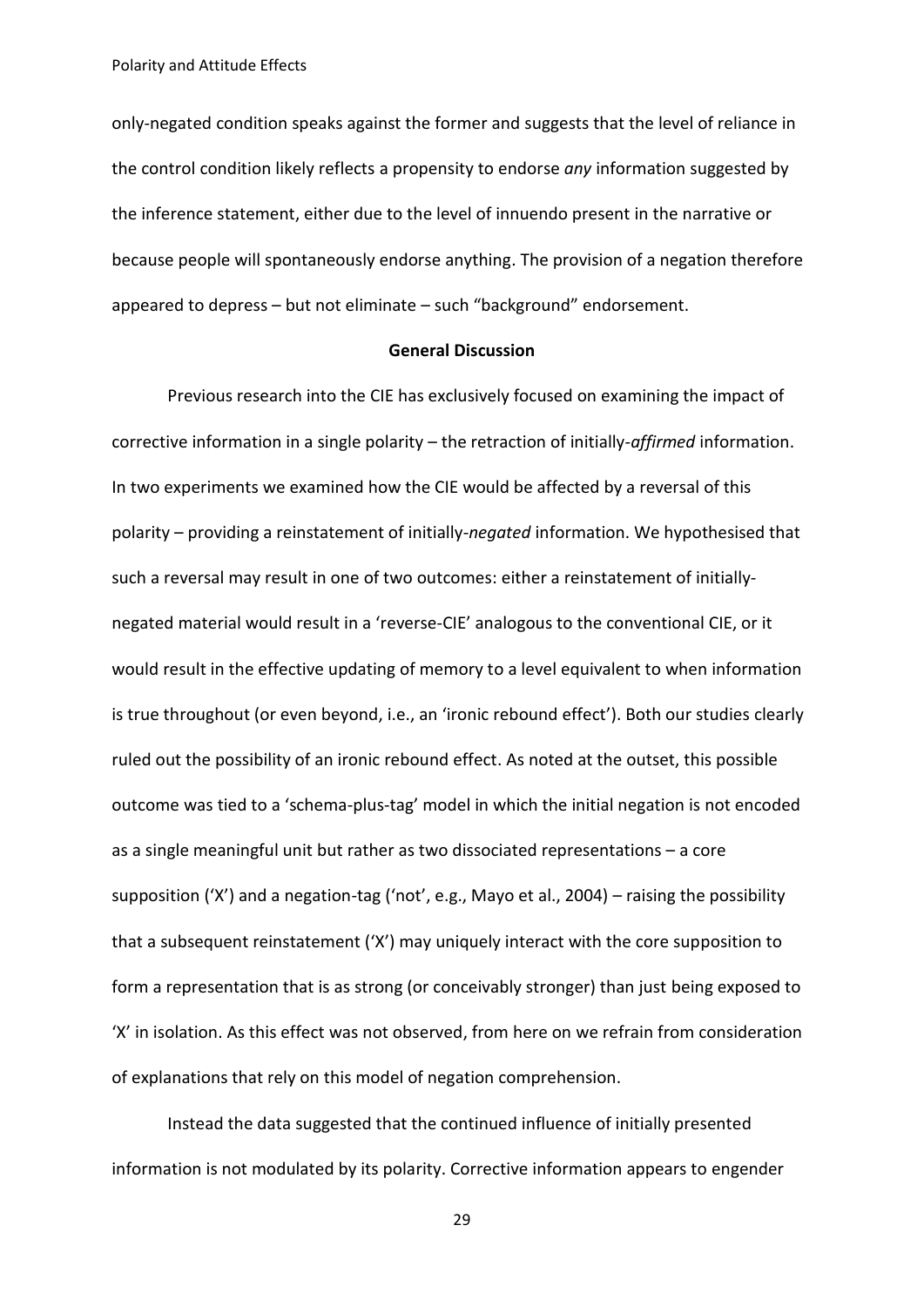only-negated condition speaks against the former and suggests that the level of reliance in the control condition likely reflects a propensity to endorse *any* information suggested by the inference statement, either due to the level of innuendo present in the narrative or because people will spontaneously endorse anything. The provision of a negation therefore appeared to depress – but not eliminate – such "background" endorsement.

## General Discussion

Previous research into the CIE has exclusively focused on examining the impact of corrective information in a single polarity – the retraction of initially-*affirmed* information. In two experiments we examined how the CIE would be affected by a reversal of this polarity – providing a reinstatement of initially-*negated* information. We hypothesised that such a reversal may result in one of two outcomes: either a reinstatement of initially-negated material would result in a 'reverse-CIE' analogous to the conventional CIE, or it would result in the effective updating of memory to a level equivalent to when information is true throughout (or even beyond, i.e., an 'ironic rebound effect'). Both our studies clearly ruled out the possibility of an ironic rebound effect. As noted at the outset, this possible outcome was tied to a 'schema-plus-tag' model in which the initial negation is not encoded as a single meaningful unit but rather as two dissociated representations – a core supposition ('X') and a negation-tag ('not', e.g., Mayo et al., 2004) – raising the possibility that a subsequent reinstatement ('X') may uniquely interact with the core supposition to form a representation that is as strong (or conceivably stronger) than just being exposed to 'X' in isolation. As this effect was not observed, from here on we refrain from consideration of explanations that rely on this model of negation comprehension.

Instead the data suggested that the continued influence of initially presented information is not modulated by its polarity. Corrective information appears to engender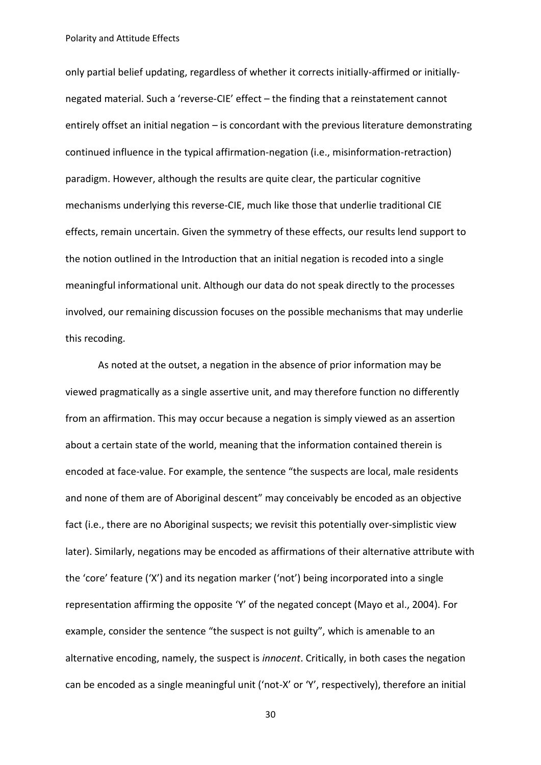only partial belief updating, regardless of whether it corrects initially-affirmed or initially-negated material. Such a 'reverse-CIE' effect – the finding that a reinstatement cannot entirely offset an initial negation – is concordant with the previous literature demonstrating continued influence in the typical affirmation-negation (i.e., misinformation-retraction) paradigm. However, although the results are quite clear, the particular cognitive mechanisms underlying this reverse-CIE, much like those that underlie traditional CIE effects, remain uncertain. Given the symmetry of these effects, our results lend support to the notion outlined in the Introduction that an initial negation is recoded into a single meaningful informational unit. Although our data do not speak directly to the processes involved, our remaining discussion focuses on the possible mechanisms that may underlie this recoding.

As noted at the outset, a negation in the absence of prior information may be viewed pragmatically as a single assertive unit, and may therefore function no differently from an affirmation. This may occur because a negation is simply viewed as an assertion about a certain state of the world, meaning that the information contained therein is encoded at face-value. For example, the sentence "the suspects are local, male residents and none of them are of Aboriginal descent" may conceivably be encoded as an objective fact (i.e., there are no Aboriginal suspects; we revisit this potentially over-simplistic view later). Similarly, negations may be encoded as affirmations of their alternative attribute with the 'core' feature ('X') and its negation marker ('not') being incorporated into a single representation affirming the opposite 'Y' of the negated concept (Mayo et al., 2004). For example, consider the sentence "the suspect is not guilty", which is amenable to an alternative encoding, namely, the suspect is *innocent*. Critically, in both cases the negation can be encoded as a single meaningful unit ('not-X' or 'Y', respectively), therefore an initial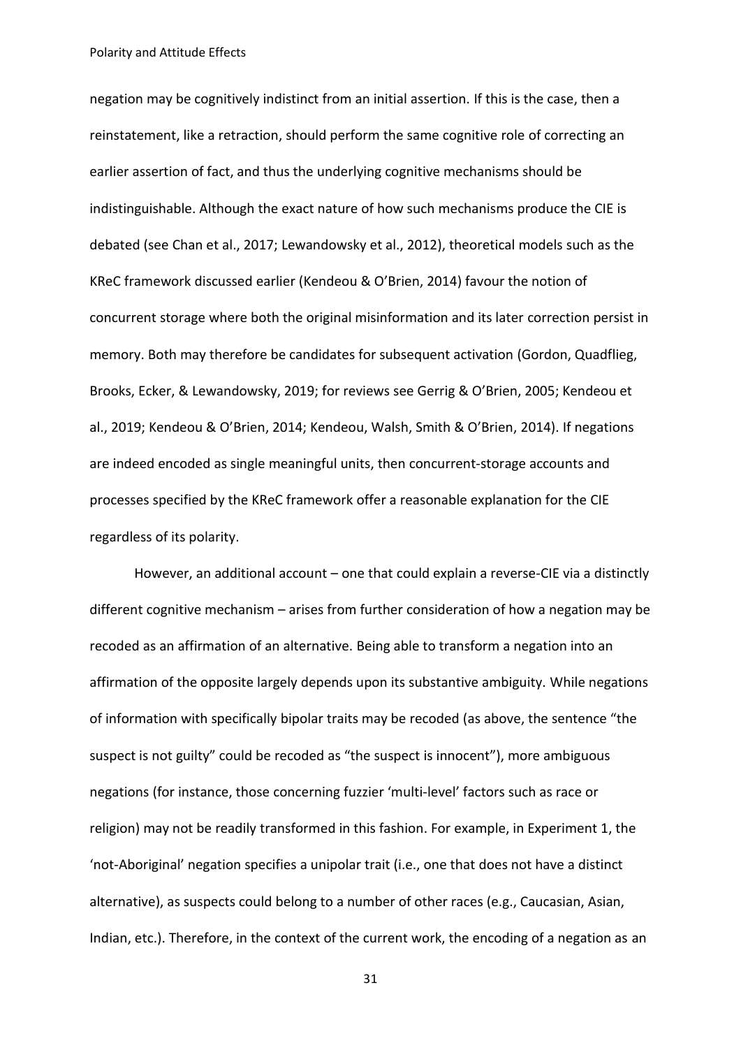negation may be cognitively indistinct from an initial assertion. If this is the case, then a reinstatement, like a retraction, should perform the same cognitive role of correcting an earlier assertion of fact, and thus the underlying cognitive mechanisms should be indistinguishable. Although the exact nature of how such mechanisms produce the CIE is debated (see Chan et al., 2017; Lewandowsky et al., 2012), theoretical models such as the KReC framework discussed earlier (Kendeou & O'Brien, 2014) favour the notion of concurrent storage where both the original misinformation and its later correction persist in memory. Both may therefore be candidates for subsequent activation (Gordon, Quadflieg, Brooks, Ecker, & Lewandowsky, 2019; for reviews see Gerrig & O'Brien, 2005; Kendeou et al., 2019; Kendeou & O'Brien, 2014; Kendeou, Walsh, Smith & O'Brien, 2014). If negations are indeed encoded as single meaningful units, then concurrent-storage accounts and processes specified by the KReC framework offer a reasonable explanation for the CIE regardless of its polarity.

However, an additional account – one that could explain a reverse-CIE via a distinctly different cognitive mechanism – arises from further consideration of how a negation may be recoded as an affirmation of an alternative. Being able to transform a negation into an affirmation of the opposite largely depends upon its substantive ambiguity. While negations of information with specifically bipolar traits may be recoded (as above, the sentence "the suspect is not guilty" could be recoded as "the suspect is innocent"), more ambiguous negations (for instance, those concerning fuzzier 'multi-level' factors such as race or religion) may not be readily transformed in this fashion. For example, in Experiment 1, the 'not-Aboriginal' negation specifies a unipolar trait (i.e., one that does not have a distinct alternative), as suspects could belong to a number of other races (e.g., Caucasian, Asian, Indian, etc.). Therefore, in the context of the current work, the encoding of a negation as an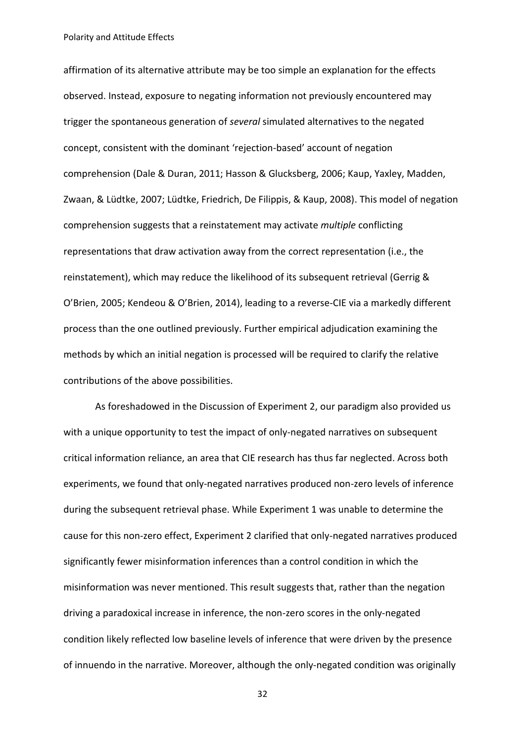affirmation of its alternative attribute may be too simple an explanation for the effects observed. Instead, exposure to negating information not previously encountered may trigger the spontaneous generation of *several* simulated alternatives to the negated concept, consistent with the dominant 'rejection-based' account of negation comprehension (Dale & Duran, 2011; Hasson & Glucksberg, 2006; Kaup, Yaxley, Madden, Zwaan, & Lüdtke, 2007; Lüdtke, Friedrich, De Filippis, & Kaup, 2008). This model of negation comprehension suggests that a reinstatement may activate *multiple* conflicting representations that draw activation away from the correct representation (i.e., the reinstatement), which may reduce the likelihood of its subsequent retrieval (Gerrig & O'Brien, 2005; Kendeou & O'Brien, 2014), leading to a reverse-CIE via a markedly different process than the one outlined previously. Further empirical adjudication examining the methods by which an initial negation is processed will be required to clarify the relative contributions of the above possibilities.

As foreshadowed in the Discussion of Experiment 2, our paradigm also provided us with a unique opportunity to test the impact of only-negated narratives on subsequent critical information reliance, an area that CIE research has thus far neglected. Across both experiments, we found that only-negated narratives produced non-zero levels of inference during the subsequent retrieval phase. While Experiment 1 was unable to determine the cause for this non-zero effect, Experiment 2 clarified that only-negated narratives produced significantly fewer misinformation inferences than a control condition in which the misinformation was never mentioned. This result suggests that, rather than the negation driving a paradoxical increase in inference, the non-zero scores in the only-negated condition likely reflected low baseline levels of inference that were driven by the presence of innuendo in the narrative. Moreover, although the only-negated condition was originally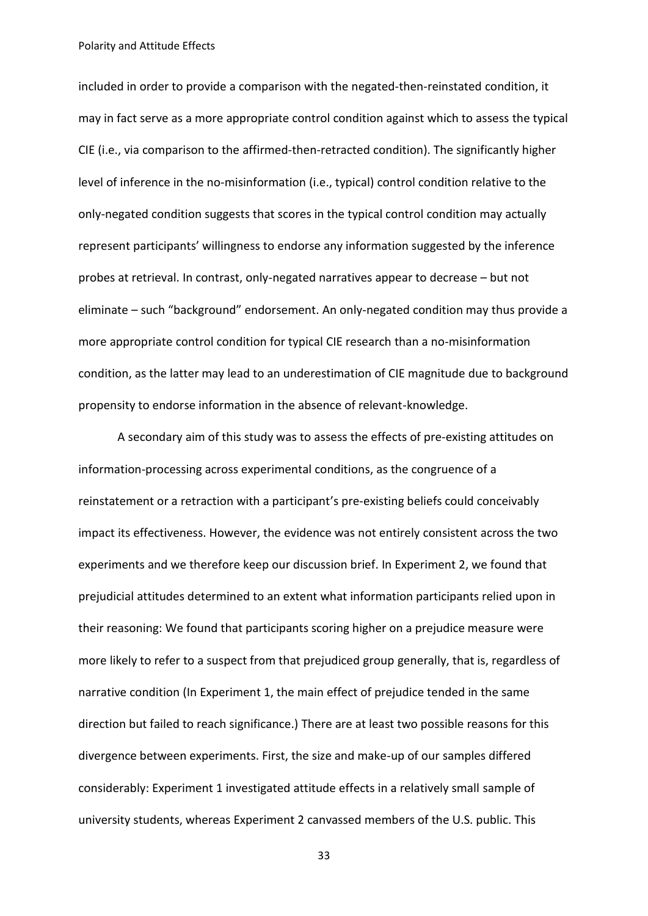included in order to provide a comparison with the negated-then-reinstated condition, it may in fact serve as a more appropriate control condition against which to assess the typical CIE (i.e., via comparison to the affirmed-then-retracted condition). The significantly higher level of inference in the no-misinformation (i.e., typical) control condition relative to the only-negated condition suggests that scores in the typical control condition may actually represent participants' willingness to endorse any information suggested by the inference probes at retrieval. In contrast, only-negated narratives appear to decrease – but not eliminate – such "background" endorsement. An only-negated condition may thus provide a more appropriate control condition for typical CIE research than a no-misinformation condition, as the latter may lead to an underestimation of CIE magnitude due to background propensity to endorse information in the absence of relevant-knowledge.

A secondary aim of this study was to assess the effects of pre-existing attitudes on information-processing across experimental conditions, as the congruence of a reinstatement or a retraction with a participant's pre-existing beliefs could conceivably impact its effectiveness. However, the evidence was not entirely consistent across the two experiments and we therefore keep our discussion brief. In Experiment 2, we found that prejudicial attitudes determined to an extent what information participants relied upon in their reasoning: We found that participants scoring higher on a prejudice measure were more likely to refer to a suspect from that prejudiced group generally, that is, regardless of narrative condition (In Experiment 1, the main effect of prejudice tended in the same direction but failed to reach significance.) There are at least two possible reasons for this divergence between experiments. First, the size and make-up of our samples differed considerably: Experiment 1 investigated attitude effects in a relatively small sample of university students, whereas Experiment 2 canvassed members of the U.S. public. This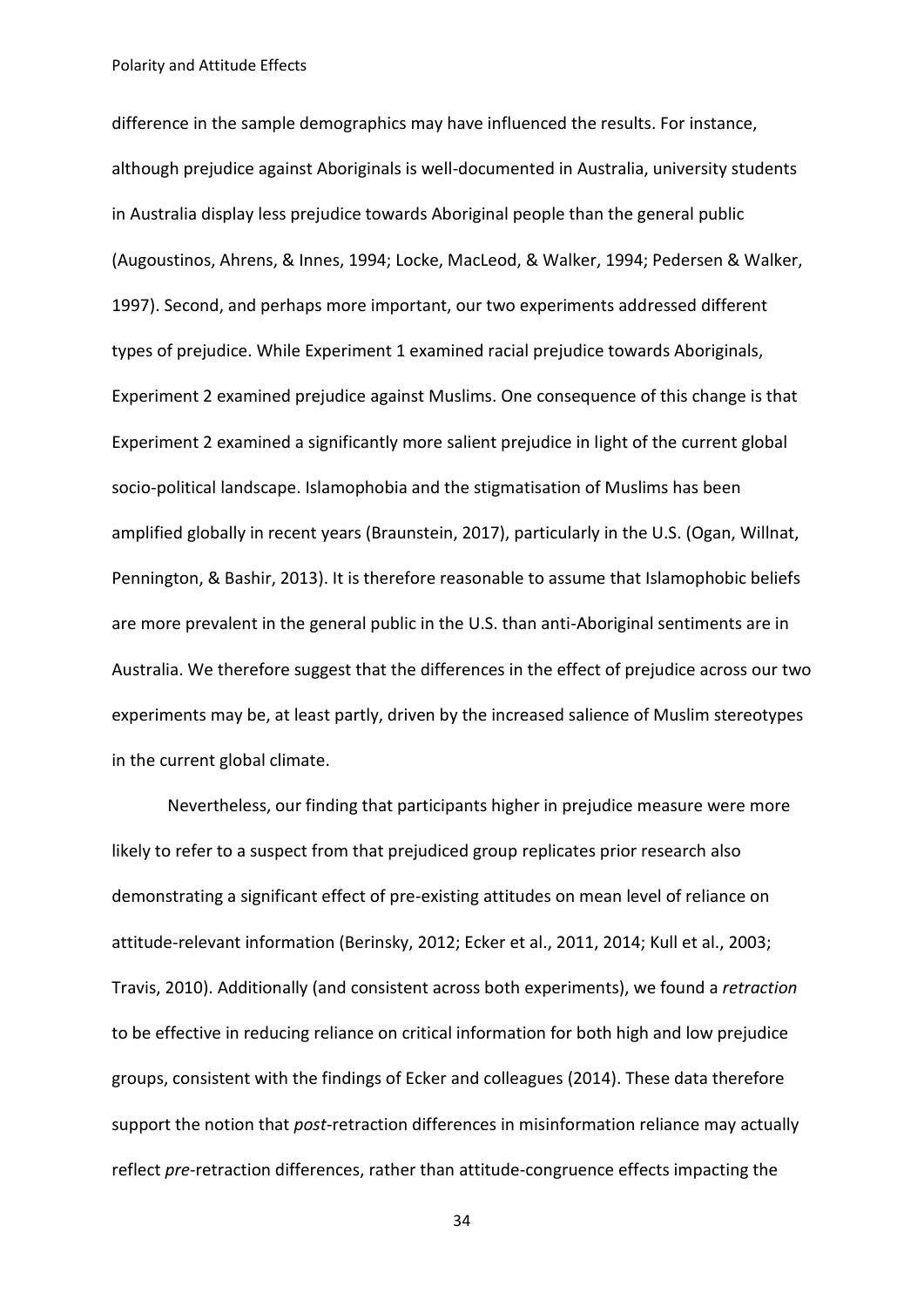difference in the sample demographics may have influenced the results. For instance, although prejudice against Aboriginals is well-documented in Australia, university students in Australia display less prejudice towards Aboriginal people than the general public (Augoustinos, Ahrens, & Innes, 1994; Locke, MacLeod, & Walker, 1994; Pedersen & Walker, 1997). Second, and perhaps more important, our two experiments addressed different types of prejudice. While Experiment 1 examined racial prejudice towards Aboriginals, Experiment 2 examined prejudice against Muslims. One consequence of this change is that Experiment 2 examined a significantly more salient prejudice in light of the current global socio-political landscape. Islamophobia and the stigmatisation of Muslims has been amplified globally in recent years (Braunstein, 2017), particularly in the U.S. (Ogan, Willnat, Pennington, & Bashir, 2013). It is therefore reasonable to assume that Islamophobic beliefs are more prevalent in the general public in the U.S. than anti-Aboriginal sentiments are in Australia. We therefore suggest that the differences in the effect of prejudice across our two experiments may be, at least partly, driven by the increased salience of Muslim stereotypes in the current global climate.

Nevertheless, our finding that participants higher in prejudice measure were more likely to refer to a suspect from that prejudiced group replicates prior research also demonstrating a significant effect of pre-existing attitudes on mean level of reliance on attitude-relevant information (Berinsky, 2012; Ecker et al., 2011, 2014; Kull et al., 2003; Travis, 2010). Additionally (and consistent across both experiments), we found a *retraction* to be effective in reducing reliance on critical information for both high and low prejudice groups, consistent with the findings of Ecker and colleagues (2014). These data therefore support the notion that *post*-retraction differences in misinformation reliance may actually reflect *pre*-retraction differences, rather than attitude-congruence effects impacting the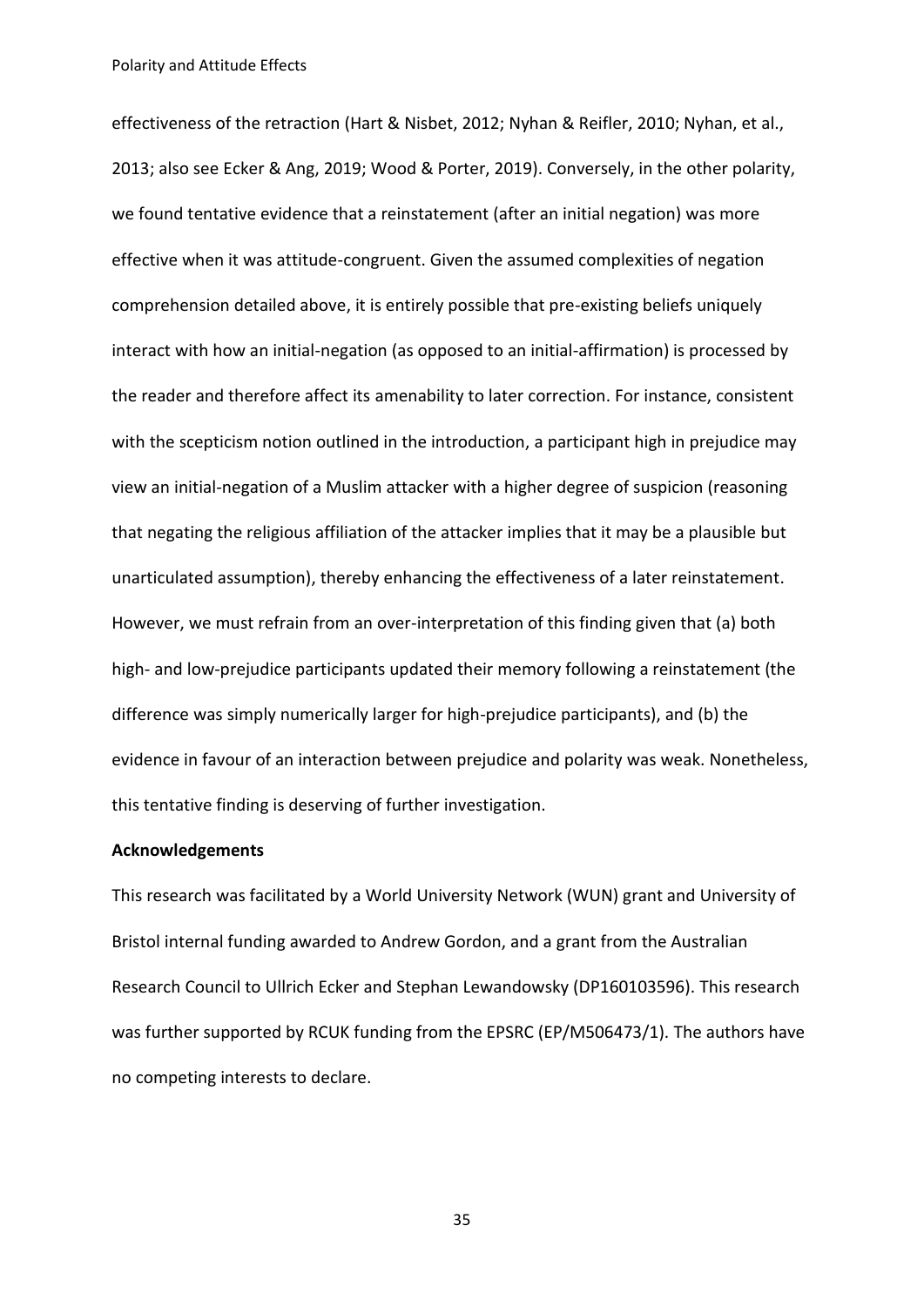effectiveness of the retraction (Hart & Nisbet, 2012; Nyhan & Reifler, 2010; Nyhan, et al., 2013; also see Ecker & Ang, 2019; Wood & Porter, 2019). Conversely, in the other polarity, we found tentative evidence that a reinstatement (after an initial negation) was more effective when it was attitude-congruent. Given the assumed complexities of negation comprehension detailed above, it is entirely possible that pre-existing beliefs uniquely interact with how an initial-negation (as opposed to an initial-affirmation) is processed by the reader and therefore affect its amenability to later correction. For instance, consistent with the scepticism notion outlined in the introduction, a participant high in prejudice may view an initial-negation of a Muslim attacker with a higher degree of suspicion (reasoning that negating the religious affiliation of the attacker implies that it may be a plausible but unarticulated assumption), thereby enhancing the effectiveness of a later reinstatement. However, we must refrain from an over-interpretation of this finding given that (a) both high- and low-prejudice participants updated their memory following a reinstatement (the difference was simply numerically larger for high-prejudice participants), and (b) the evidence in favour of an interaction between prejudice and polarity was weak. Nonetheless, this tentative finding is deserving of further investigation.

**Acknowledgements**

This research was facilitated by a World University Network (WUN) grant and University of Bristol internal funding awarded to Andrew Gordon, and a grant from the Australian Research Council to Ullrich Ecker and Stephan Lewandowsky (DP160103596). This research was further supported by RCUK funding from the EPSRC (EP/M506473/1). The authors have no competing interests to declare.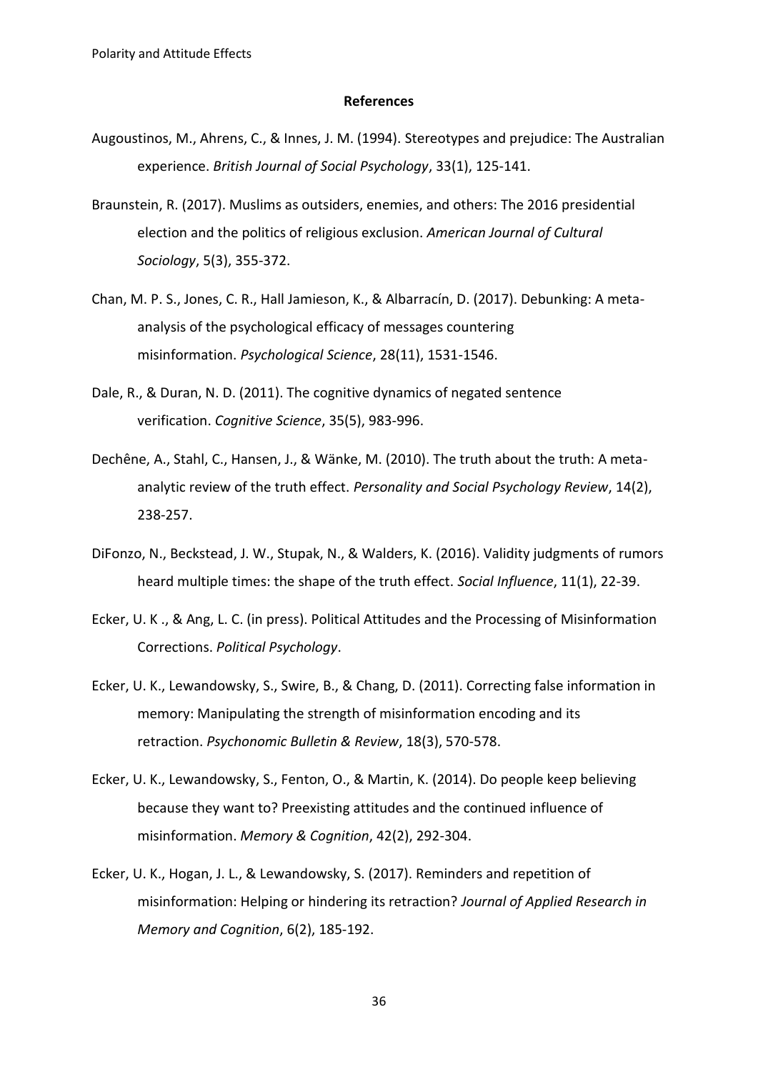## References

Augoustinos, M., Ahrens, C., & Innes, J. M. (1994). Stereotypes and prejudice: The Australian experience. *British Journal of Social Psychology*, 33(1), 125-141.

Braunstein, R. (2017). Muslims as outsiders, enemies, and others: The 2016 presidential election and the politics of religious exclusion. *American Journal of Cultural Sociology*, 5(3), 355-372.

Chan, M. P. S., Jones, C. R., Hall Jamieson, K., & Albarracín, D. (2017). Debunking: A meta-analysis of the psychological efficacy of messages countering misinformation. *Psychological Science*, 28(11), 1531-1546.

Dale, R., & Duran, N. D. (2011). The cognitive dynamics of negated sentence verification. *Cognitive Science*, 35(5), 983-996.

Dechêne, A., Stahl, C., Hansen, J., & Wänke, M. (2010). The truth about the truth: A meta-analytic review of the truth effect. *Personality and Social Psychology Review*, 14(2), 238-257.

DiFonzo, N., Beckstead, J. W., Stupak, N., & Walders, K. (2016). Validity judgments of rumors heard multiple times: the shape of the truth effect. *Social Influence*, 11(1), 22-39.

Ecker, U. K ., & Ang, L. C. (in press). Political Attitudes and the Processing of Misinformation Corrections. *Political Psychology*.

Ecker, U. K., Lewandowsky, S., Swire, B., & Chang, D. (2011). Correcting false information in memory: Manipulating the strength of misinformation encoding and its retraction. *Psychonomic Bulletin & Review*, 18(3), 570-578.

Ecker, U. K., Lewandowsky, S., Fenton, O., & Martin, K. (2014). Do people keep believing because they want to? Preexisting attitudes and the continued influence of misinformation. *Memory & Cognition*, 42(2), 292-304.

Ecker, U. K., Hogan, J. L., & Lewandowsky, S. (2017). Reminders and repetition of misinformation: Helping or hindering its retraction? *Journal of Applied Research in Memory and Cognition*, 6(2), 185-192.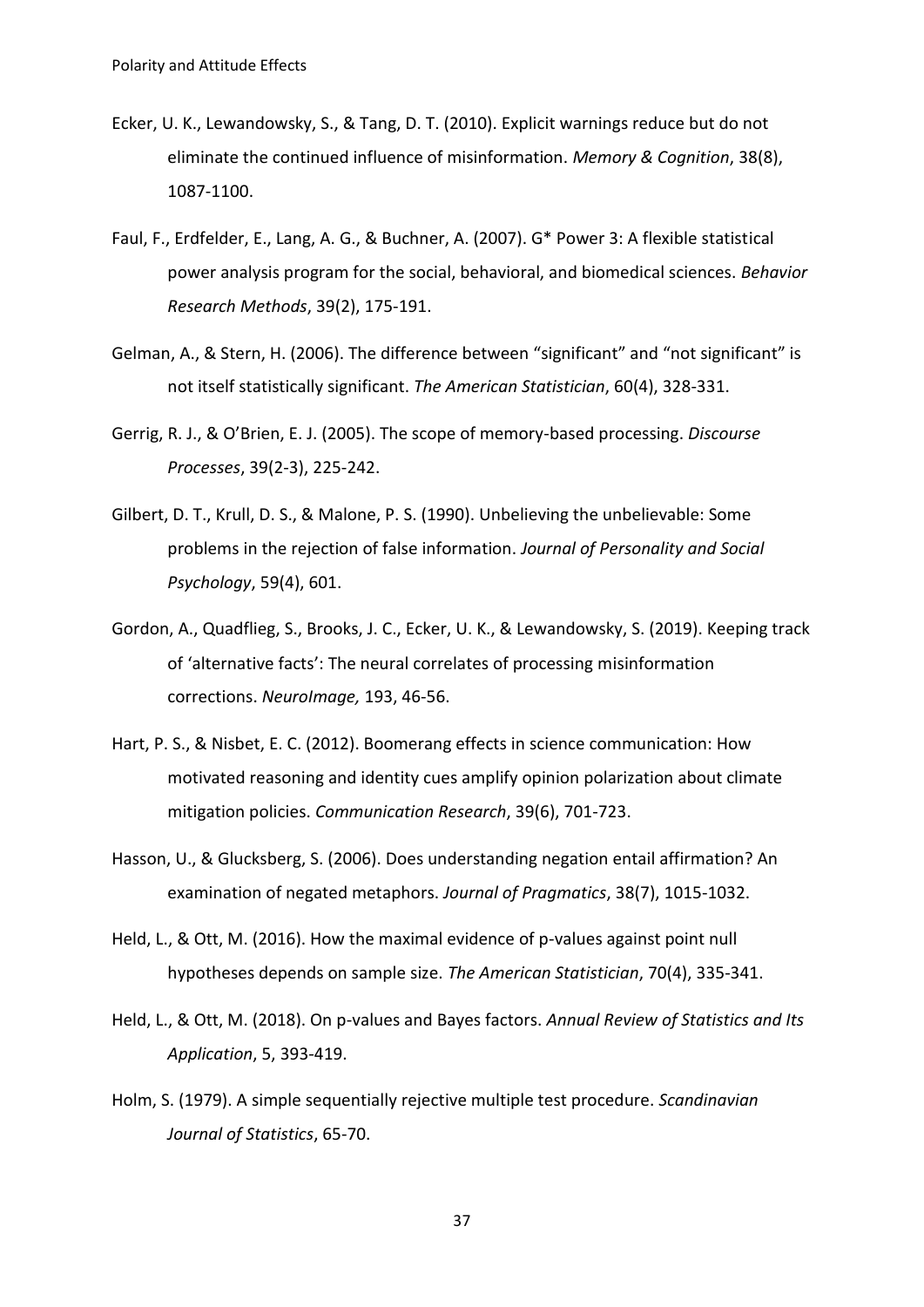Ecker, U. K., Lewandowsky, S., & Tang, D. T. (2010). Explicit warnings reduce but do not eliminate the continued influence of misinformation. *Memory & Cognition*, 38(8), 1087-1100.

Faul, F., Erdfelder, E., Lang, A. G., & Buchner, A. (2007). G* Power 3: A flexible statistical power analysis program for the social, behavioral, and biomedical sciences. *Behavior Research Methods*, 39(2), 175-191.

Gelman, A., & Stern, H. (2006). The difference between "significant" and "not significant" is not itself statistically significant. *The American Statistician*, 60(4), 328-331.

Gerrig, R. J., & O'Brien, E. J. (2005). The scope of memory-based processing. *Discourse Processes*, 39(2-3), 225-242.

Gilbert, D. T., Krull, D. S., & Malone, P. S. (1990). Unbelieving the unbelievable: Some problems in the rejection of false information. *Journal of Personality and Social Psychology*, 59(4), 601.

Gordon, A., Quadflieg, S., Brooks, J. C., Ecker, U. K., & Lewandowsky, S. (2019). Keeping track of 'alternative facts': The neural correlates of processing misinformation corrections. *NeuroImage,* 193, 46-56.

Hart, P. S., & Nisbet, E. C. (2012). Boomerang effects in science communication: How motivated reasoning and identity cues amplify opinion polarization about climate mitigation policies. *Communication Research*, 39(6), 701-723.

Hasson, U., & Glucksberg, S. (2006). Does understanding negation entail affirmation? An examination of negated metaphors. *Journal of Pragmatics*, 38(7), 1015-1032.

Held, L., & Ott, M. (2016). How the maximal evidence of p-values against point null hypotheses depends on sample size. *The American Statistician*, 70(4), 335-341.

Held, L., & Ott, M. (2018). On p-values and Bayes factors. *Annual Review of Statistics and Its Application*, 5, 393-419.

Holm, S. (1979). A simple sequentially rejective multiple test procedure. *Scandinavian Journal of Statistics*, 65-70.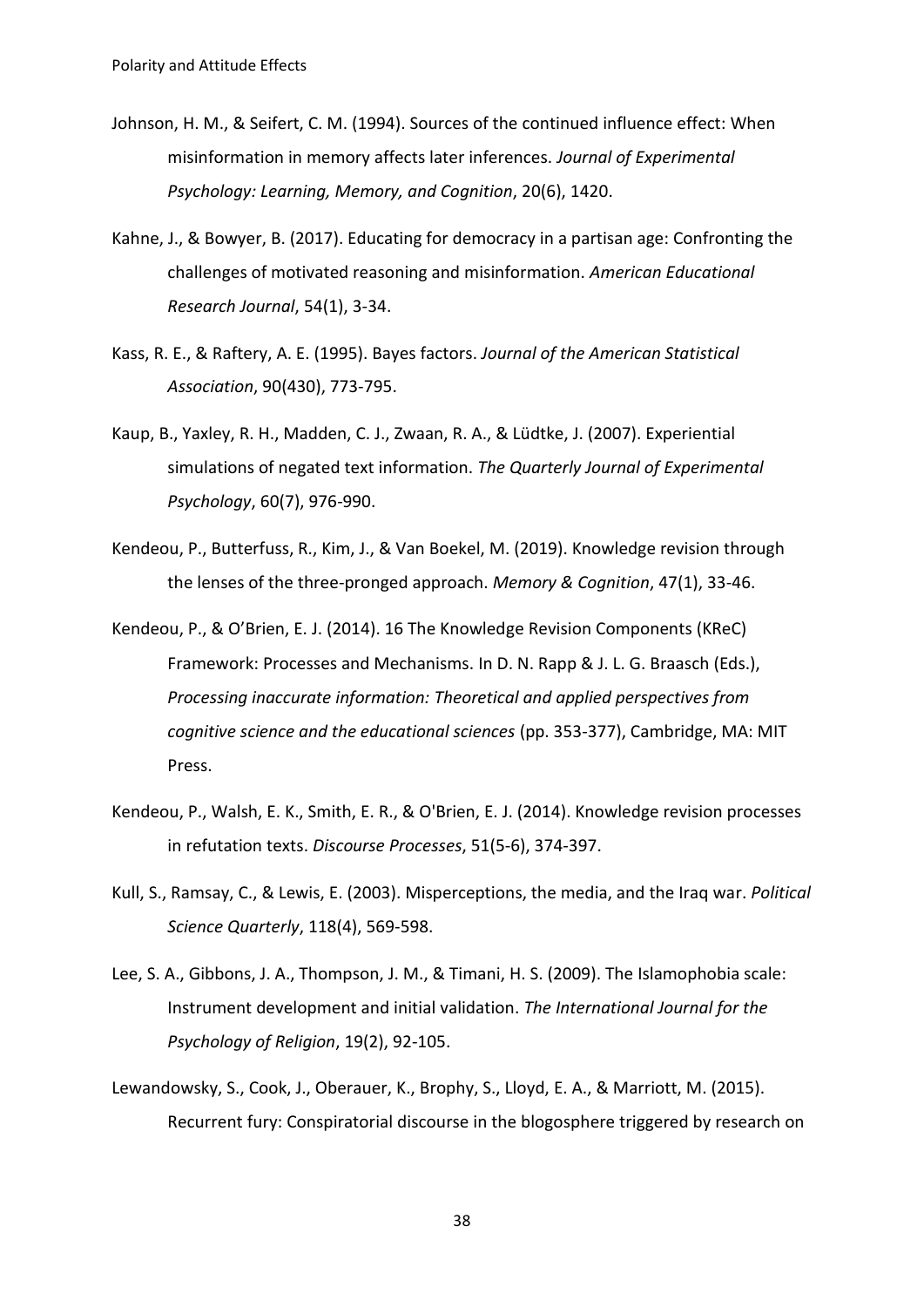Johnson, H. M., & Seifert, C. M. (1994). Sources of the continued influence effect: When misinformation in memory affects later inferences. *Journal of Experimental Psychology: Learning, Memory, and Cognition*, 20(6), 1420.

Kahne, J., & Bowyer, B. (2017). Educating for democracy in a partisan age: Confronting the challenges of motivated reasoning and misinformation. *American Educational Research Journal*, 54(1), 3-34.

Kass, R. E., & Raftery, A. E. (1995). Bayes factors. *Journal of the American Statistical Association*, 90(430), 773-795.

Kaup, B., Yaxley, R. H., Madden, C. J., Zwaan, R. A., & Lüdtke, J. (2007). Experiential simulations of negated text information. *The Quarterly Journal of Experimental Psychology*, 60(7), 976-990.

Kendeou, P., Butterfuss, R., Kim, J., & Van Boekel, M. (2019). Knowledge revision through the lenses of the three-pronged approach. *Memory & Cognition*, 47(1), 33-46.

Kendeou, P., & O'Brien, E. J. (2014). 16 The Knowledge Revision Components (KReC) Framework: Processes and Mechanisms. In D. N. Rapp & J. L. G. Braasch (Eds.), *Processing inaccurate information: Theoretical and applied perspectives from cognitive science and the educational sciences* (pp. 353-377), Cambridge, MA: MIT Press.

Kendeou, P., Walsh, E. K., Smith, E. R., & O'Brien, E. J. (2014). Knowledge revision processes in refutation texts. *Discourse Processes*, 51(5-6), 374-397.

Kull, S., Ramsay, C., & Lewis, E. (2003). Misperceptions, the media, and the Iraq war. *Political Science Quarterly*, 118(4), 569-598.

Lee, S. A., Gibbons, J. A., Thompson, J. M., & Timani, H. S. (2009). The Islamophobia scale: Instrument development and initial validation. *The International Journal for the Psychology of Religion*, 19(2), 92-105.

Lewandowsky, S., Cook, J., Oberauer, K., Brophy, S., Lloyd, E. A., & Marriott, M. (2015). Recurrent fury: Conspiratorial discourse in the blogosphere triggered by research on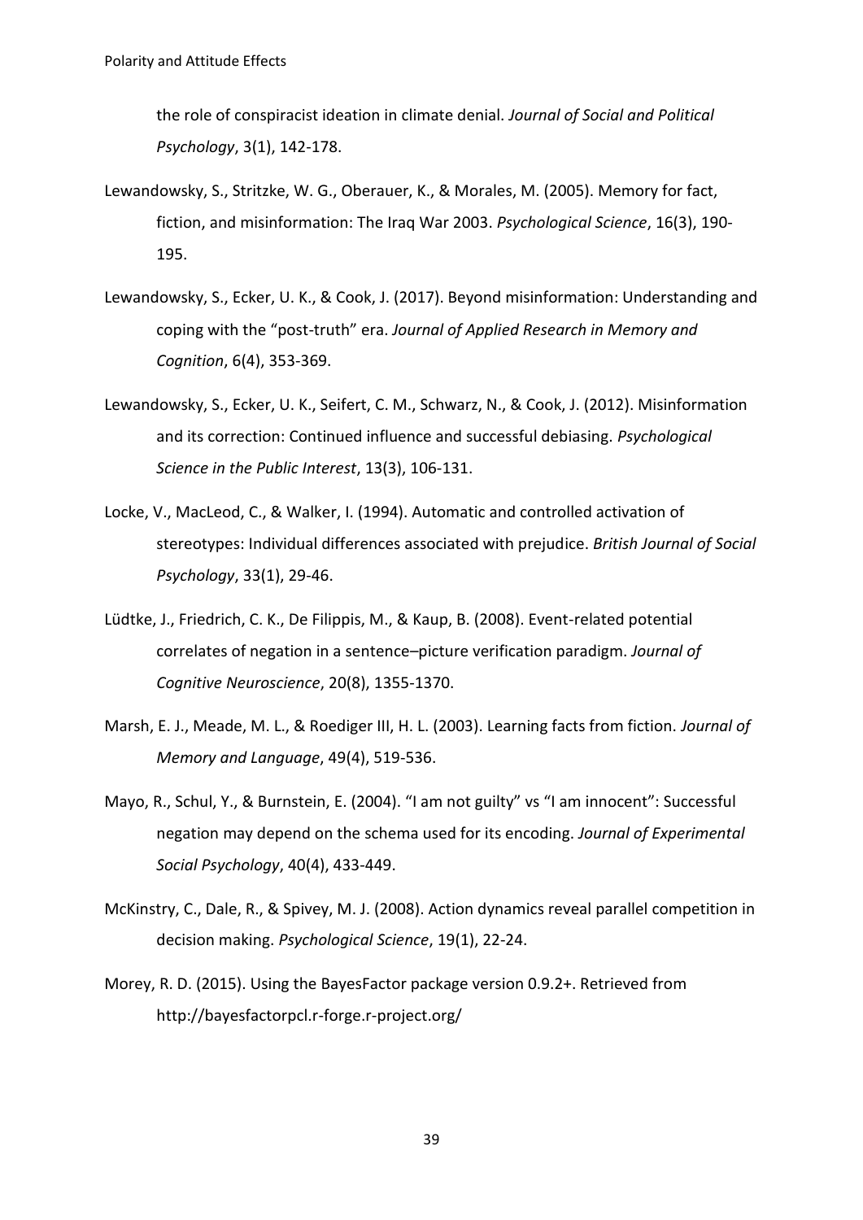the role of conspiracist ideation in climate denial. *Journal of Social and Political Psychology*, 3(1), 142-178.

Lewandowsky, S., Stritzke, W. G., Oberauer, K., & Morales, M. (2005). Memory for fact, fiction, and misinformation: The Iraq War 2003. *Psychological Science*, 16(3), 190-195.

Lewandowsky, S., Ecker, U. K., & Cook, J. (2017). Beyond misinformation: Understanding and coping with the "post-truth" era. *Journal of Applied Research in Memory and Cognition*, 6(4), 353-369.

Lewandowsky, S., Ecker, U. K., Seifert, C. M., Schwarz, N., & Cook, J. (2012). Misinformation and its correction: Continued influence and successful debiasing. *Psychological Science in the Public Interest*, 13(3), 106-131.

Locke, V., MacLeod, C., & Walker, I. (1994). Automatic and controlled activation of stereotypes: Individual differences associated with prejudice. *British Journal of Social Psychology*, 33(1), 29-46.

Lüdtke, J., Friedrich, C. K., De Filippis, M., & Kaup, B. (2008). Event-related potential correlates of negation in a sentence–picture verification paradigm. *Journal of Cognitive Neuroscience*, 20(8), 1355-1370.

Marsh, E. J., Meade, M. L., & Roediger III, H. L. (2003). Learning facts from fiction. *Journal of Memory and Language*, 49(4), 519-536.

Mayo, R., Schul, Y., & Burnstein, E. (2004). "I am not guilty" vs "I am innocent": Successful negation may depend on the schema used for its encoding. *Journal of Experimental Social Psychology*, 40(4), 433-449.

McKinstry, C., Dale, R., & Spivey, M. J. (2008). Action dynamics reveal parallel competition in decision making. *Psychological Science*, 19(1), 22-24.

Morey, R. D. (2015). Using the BayesFactor package version 0.9.2+. Retrieved from http://bayesfactorpcl.r-forge.r-project.org/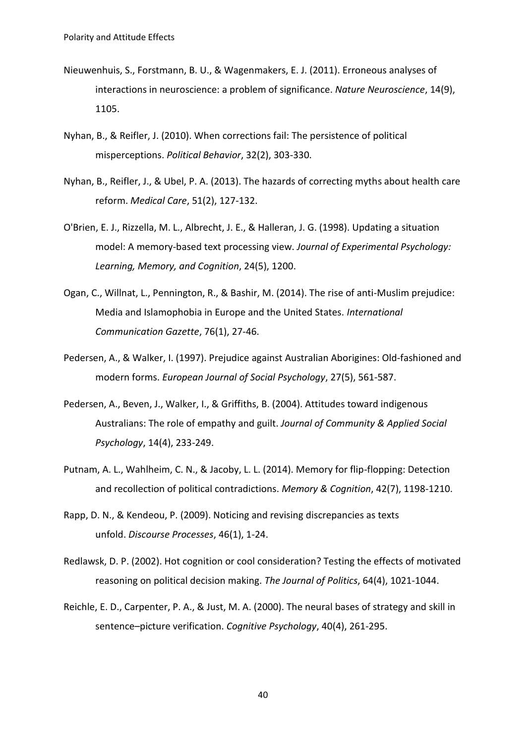Nieuwenhuis, S., Forstmann, B. U., & Wagenmakers, E. J. (2011). Erroneous analyses of interactions in neuroscience: a problem of significance. *Nature Neuroscience*, 14(9), 1105.

Nyhan, B., & Reifler, J. (2010). When corrections fail: The persistence of political misperceptions. *Political Behavior*, 32(2), 303-330.

Nyhan, B., Reifler, J., & Ubel, P. A. (2013). The hazards of correcting myths about health care reform. *Medical Care*, 51(2), 127-132.

O'Brien, E. J., Rizzella, M. L., Albrecht, J. E., & Halleran, J. G. (1998). Updating a situation model: A memory-based text processing view. *Journal of Experimental Psychology: Learning, Memory, and Cognition*, 24(5), 1200.

Ogan, C., Willnat, L., Pennington, R., & Bashir, M. (2014). The rise of anti-Muslim prejudice: Media and Islamophobia in Europe and the United States. *International Communication Gazette*, 76(1), 27-46.

Pedersen, A., & Walker, I. (1997). Prejudice against Australian Aborigines: Old-fashioned and modern forms. *European Journal of Social Psychology*, 27(5), 561-587.

Pedersen, A., Beven, J., Walker, I., & Griffiths, B. (2004). Attitudes toward indigenous Australians: The role of empathy and guilt. *Journal of Community & Applied Social Psychology*, 14(4), 233-249.

Putnam, A. L., Wahlheim, C. N., & Jacoby, L. L. (2014). Memory for flip-flopping: Detection and recollection of political contradictions. *Memory & Cognition*, 42(7), 1198-1210.

Rapp, D. N., & Kendeou, P. (2009). Noticing and revising discrepancies as texts unfold. *Discourse Processes*, 46(1), 1-24.

Redlawsk, D. P. (2002). Hot cognition or cool consideration? Testing the effects of motivated reasoning on political decision making. *The Journal of Politics*, 64(4), 1021-1044.

Reichle, E. D., Carpenter, P. A., & Just, M. A. (2000). The neural bases of strategy and skill in sentence–picture verification. *Cognitive Psychology*, 40(4), 261-295.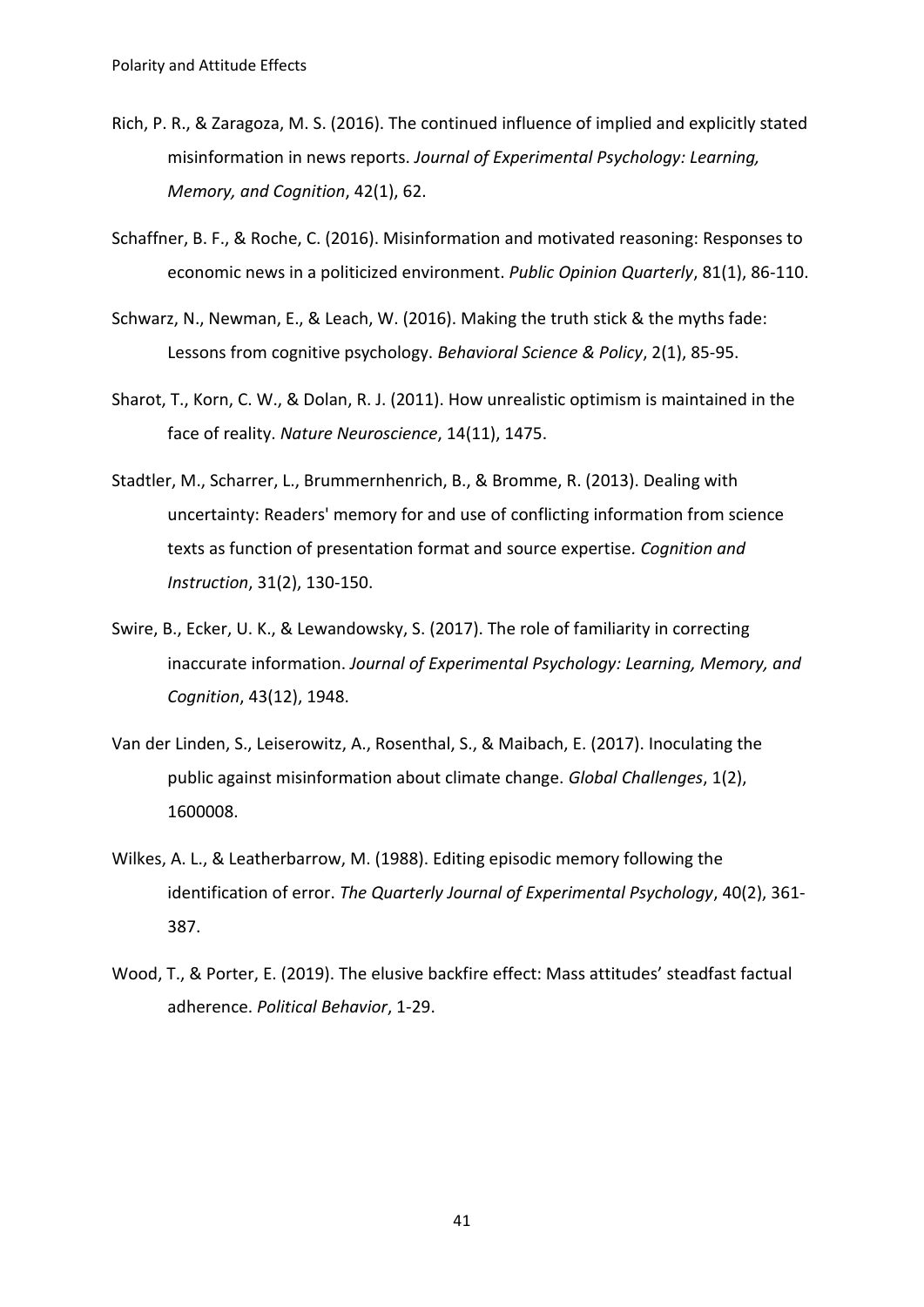Rich, P. R., & Zaragoza, M. S. (2016). The continued influence of implied and explicitly stated misinformation in news reports. *Journal of Experimental Psychology: Learning, Memory, and Cognition*, 42(1), 62.

Schaffner, B. F., & Roche, C. (2016). Misinformation and motivated reasoning: Responses to economic news in a politicized environment. *Public Opinion Quarterly*, 81(1), 86-110.

Schwarz, N., Newman, E., & Leach, W. (2016). Making the truth stick & the myths fade: Lessons from cognitive psychology. *Behavioral Science & Policy*, 2(1), 85-95.

Sharot, T., Korn, C. W., & Dolan, R. J. (2011). How unrealistic optimism is maintained in the face of reality. *Nature Neuroscience*, 14(11), 1475.

Stadtler, M., Scharrer, L., Brummernhenrich, B., & Bromme, R. (2013). Dealing with uncertainty: Readers' memory for and use of conflicting information from science texts as function of presentation format and source expertise. *Cognition and Instruction*, 31(2), 130-150.

Swire, B., Ecker, U. K., & Lewandowsky, S. (2017). The role of familiarity in correcting inaccurate information. *Journal of Experimental Psychology: Learning, Memory, and Cognition*, 43(12), 1948.

Van der Linden, S., Leiserowitz, A., Rosenthal, S., & Maibach, E. (2017). Inoculating the public against misinformation about climate change. *Global Challenges*, 1(2), 1600008.

Wilkes, A. L., & Leatherbarrow, M. (1988). Editing episodic memory following the identification of error. *The Quarterly Journal of Experimental Psychology*, 40(2), 361-387.

Wood, T., & Porter, E. (2019). The elusive backfire effect: Mass attitudes' steadfast factual adherence. *Political Behavior*, 1-29.